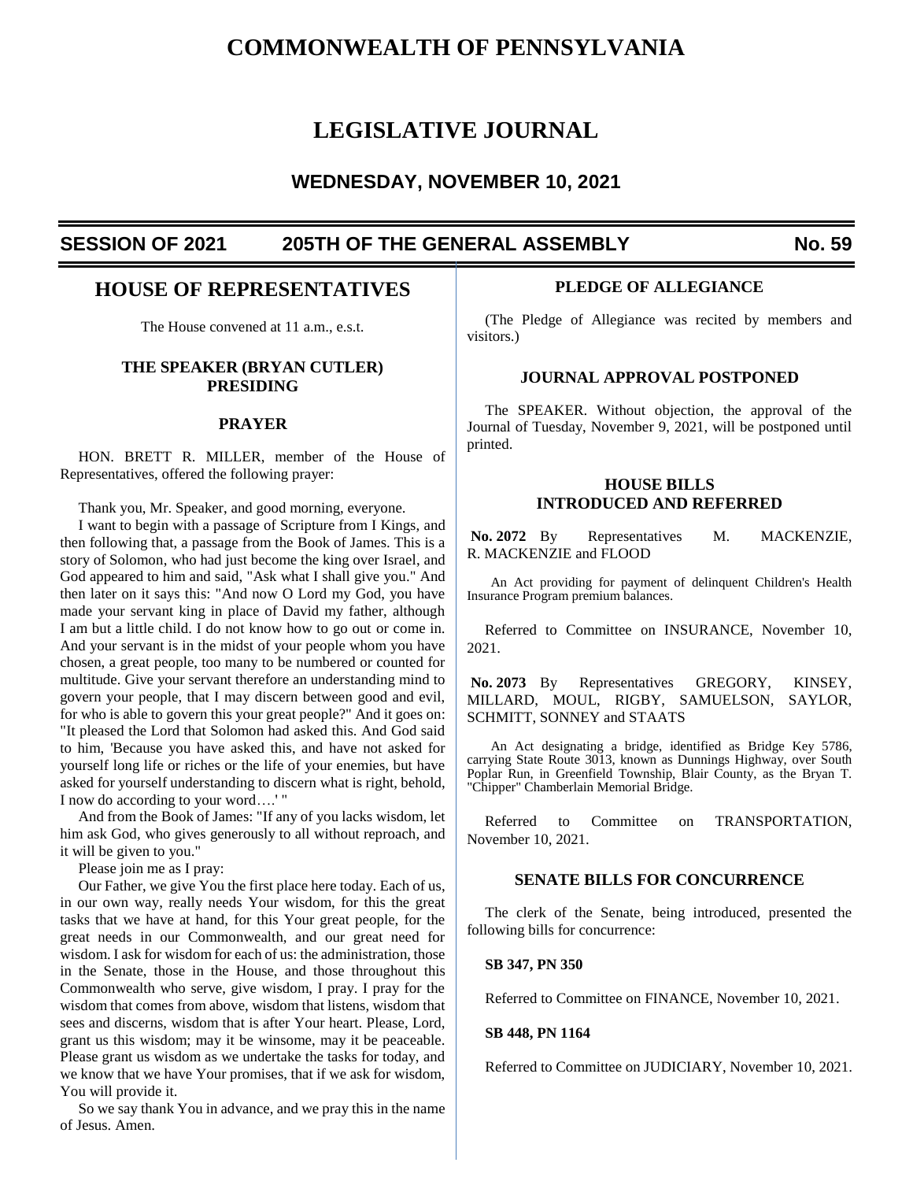# COMMONWEALTH OF PENNSYLVANIA

# LEGISLATIVE JOURNAL

## WEDNESDAY, NOVEMBER 10, 2021

**SESSION OF 2021 — 205TH OF THE GENERAL ASSEMBLY — No. 59**

## HOUSE OF REPRESENTATIVES

The House convened at 11 a.m., e.s.t.

### THE SPEAKER (BRYAN CUTLER) PRESIDING

### PRAYER

HON. BRETT R. MILLER, member of the House of Representatives, offered the following prayer:

Thank you, Mr. Speaker, and good morning, everyone.

I want to begin with a passage of Scripture from I Kings, and then following that, a passage from the Book of James. This is a story of Solomon, who had just become the king over Israel, and God appeared to him and said, "Ask what I shall give you." And then later on it says this: "And now O Lord my God, you have made your servant king in place of David my father, although I am but a little child. I do not know how to go out or come in. And your servant is in the midst of your people whom you have chosen, a great people, too many to be numbered or counted for multitude. Give your servant therefore an understanding mind to govern your people, that I may discern between good and evil, for who is able to govern this your great people?" And it goes on: "It pleased the Lord that Solomon had asked this. And God said to him, 'Because you have asked this, and have not asked for yourself long life or riches or the life of your enemies, but have asked for yourself understanding to discern what is right, behold, I now do according to your word….' "

And from the Book of James: "If any of you lacks wisdom, let him ask God, who gives generously to all without reproach, and it will be given to you."

Please join me as I pray:

Our Father, we give You the first place here today. Each of us, in our own way, really needs Your wisdom, for this the great tasks that we have at hand, for this Your great people, for the great needs in our Commonwealth, and our great need for wisdom. I ask for wisdom for each of us: the administration, those in the Senate, those in the House, and those throughout this Commonwealth who serve, give wisdom, I pray. I pray for the wisdom that comes from above, wisdom that listens, wisdom that sees and discerns, wisdom that is after Your heart. Please, Lord, grant us this wisdom; may it be winsome, may it be peaceable. Please grant us wisdom as we undertake the tasks for today, and we know that we have Your promises, that if we ask for wisdom, You will provide it.

So we say thank You in advance, and we pray this in the name of Jesus. Amen.

### PLEDGE OF ALLEGIANCE

(The Pledge of Allegiance was recited by members and visitors.)

### JOURNAL APPROVAL POSTPONED

The SPEAKER. Without objection, the approval of the Journal of Tuesday, November 9, 2021, will be postponed until printed.

### HOUSE BILLS INTRODUCED AND REFERRED

**No. 2072** By Representatives M. MACKENZIE, R. MACKENZIE and FLOOD

An Act providing for payment of delinquent Children's Health Insurance Program premium balances.

Referred to Committee on INSURANCE, November 10, 2021.

**No. 2073** By Representatives GREGORY, KINSEY, MILLARD, MOUL, RIGBY, SAMUELSON, SAYLOR, SCHMITT, SONNEY and STAATS

An Act designating a bridge, identified as Bridge Key 5786, carrying State Route 3013, known as Dunnings Highway, over South Poplar Run, in Greenfield Township, Blair County, as the Bryan T. "Chipper" Chamberlain Memorial Bridge.

Referred to Committee on TRANSPORTATION, November 10, 2021.

### SENATE BILLS FOR CONCURRENCE

The clerk of the Senate, being introduced, presented the following bills for concurrence:

**SB 347, PN 350**

Referred to Committee on FINANCE, November 10, 2021.

**SB 448, PN 1164**

Referred to Committee on JUDICIARY, November 10, 2021.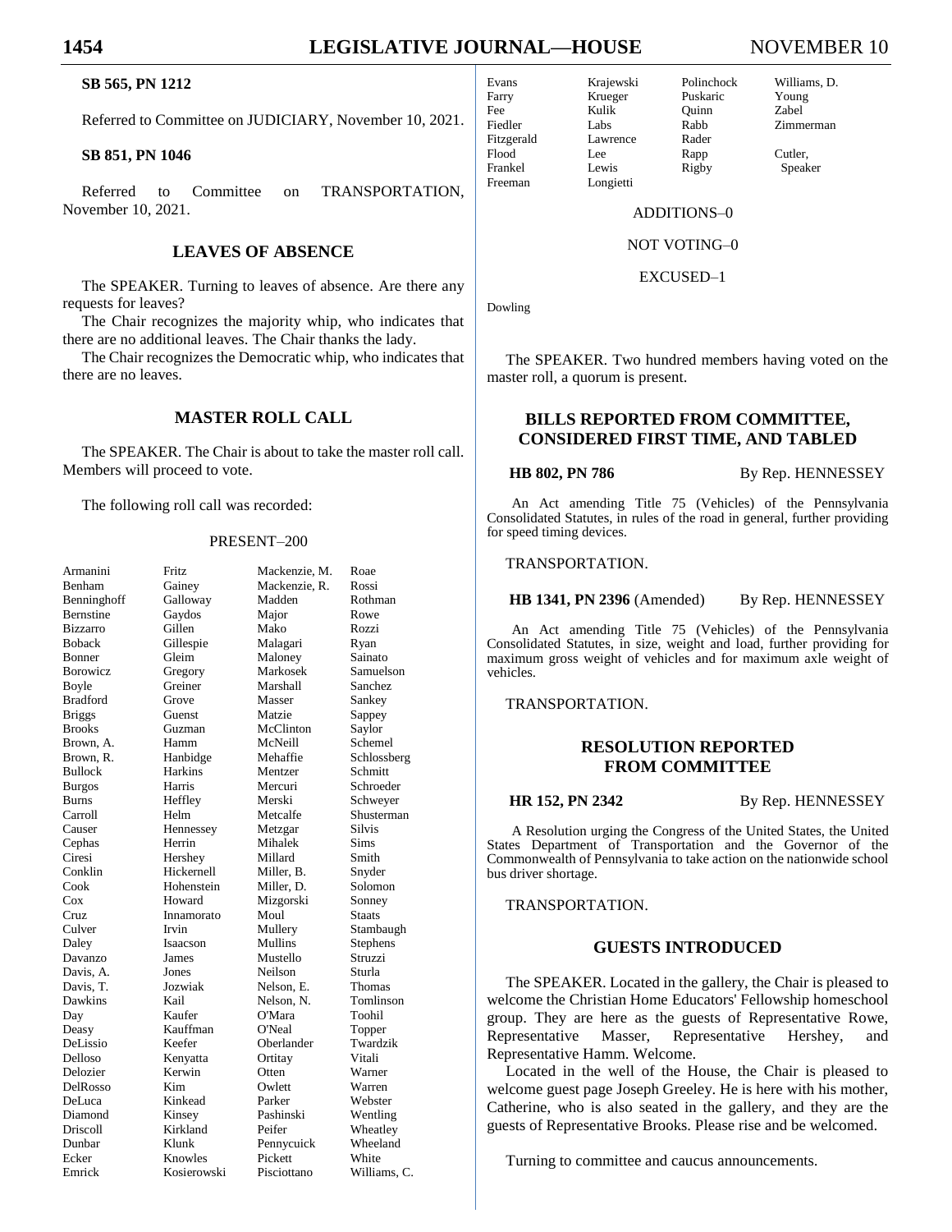**SB 565, PN 1212**

Referred to Committee on JUDICIARY, November 10, 2021.

**SB 851, PN 1046**

Referred to Committee on TRANSPORTATION, November 10, 2021.

## LEAVES OF ABSENCE

The SPEAKER. Turning to leaves of absence. Are there any requests for leaves?

The Chair recognizes the majority whip, who indicates that there are no additional leaves. The Chair thanks the lady.

The Chair recognizes the Democratic whip, who indicates that there are no leaves.

## MASTER ROLL CALL

The SPEAKER. The Chair is about to take the master roll call. Members will proceed to vote.

The following roll call was recorded:

PRESENT–200

| | | | |
|---|---|---|---|
| Armanini | Fritz | Mackenzie, M. | Roae |
| Benham | Gainey | Mackenzie, R. | Rossi |
| Benninghoff | Galloway | Madden | Rothman |
| Bernstine | Gaydos | Major | Rowe |
| Bizzarro | Gillen | Mako | Rozzi |
| Boback | Gillespie | Malagari | Ryan |
| Bonner | Gleim | Maloney | Sainato |
| Borowicz | Gregory | Markosek | Samuelson |
| Boyle | Greiner | Marshall | Sanchez |
| Bradford | Grove | Masser | Sankey |
| Briggs | Guenst | Matzie | Sappey |
| Brooks | Guzman | McClinton | Saylor |
| Brown, A. | Hamm | McNeill | Schemel |
| Brown, R. | Hanbidge | Mehaffie | Schlossberg |
| Bullock | Harkins | Mentzer | Schmitt |
| Burgos | Harris | Mercuri | Schroeder |
| Burns | Heffley | Merski | Schweyer |
| Carroll | Helm | Metcalfe | Shusterman |
| Causer | Hennessey | Metzgar | Silvis |
| Cephas | Herrin | Mihalek | Sims |
| Ciresi | Hershey | Millard | Smith |
| Conklin | Hickernell | Miller, B. | Snyder |
| Cook | Hohenstein | Miller, D. | Solomon |
| Cox | Howard | Mizgorski | Sonney |
| Cruz | Innamorato | Moul | Staats |
| Culver | Irvin | Mullery | Stambaugh |
| Daley | Isaacson | Mullins | Stephens |
| Davanzo | James | Mustello | Struzzi |
| Davis, A. | Jones | Neilson | Sturla |
| Davis, T. | Jozwiak | Nelson, E. | Thomas |
| Dawkins | Kail | Nelson, N. | Tomlinson |
| Day | Kaufer | O'Mara | Toohil |
| Deasy | Kauffman | O'Neal | Topper |
| DeLissio | Keefer | Oberlander | Twardzik |
| Delloso | Kenyatta | Ortitay | Vitali |
| Delozier | Kerwin | Otten | Warner |
| DelRosso | Kim | Owlett | Warren |
| DeLuca | Kinkead | Parker | Webster |
| Diamond | Kinsey | Pashinski | Wentling |
| Driscoll | Kirkland | Peifer | Wheatley |
| Dunbar | Klunk | Pennycuick | Wheeland |
| Ecker | Knowles | Pickett | White |
| Emrick | Kosierowski | Pisciottano | Williams, C. |
| Evans | Krajewski | Polinchock | Williams, D. |
| Farry | Krueger | Puskaric | Young |
| Fee | Kulik | Quinn | Zabel |
| Fiedler | Labs | Rabb | Zimmerman |
| Fitzgerald | Lawrence | Rader | |
| Flood | Lee | Rapp | Cutler, |
| Frankel | Lewis | Rigby | Speaker |
| Freeman | Longietti | | |

ADDITIONS–0

NOT VOTING–0

EXCUSED–1

Dowling

The SPEAKER. Two hundred members having voted on the master roll, a quorum is present.

## BILLS REPORTED FROM COMMITTEE, CONSIDERED FIRST TIME, AND TABLED

**HB 802, PN 786** By Rep. HENNESSEY

An Act amending Title 75 (Vehicles) of the Pennsylvania Consolidated Statutes, in rules of the road in general, further providing for speed timing devices.

TRANSPORTATION.

**HB 1341, PN 2396** (Amended) By Rep. HENNESSEY

An Act amending Title 75 (Vehicles) of the Pennsylvania Consolidated Statutes, in size, weight and load, further providing for maximum gross weight of vehicles and for maximum axle weight of vehicles.

TRANSPORTATION.

## RESOLUTION REPORTED FROM COMMITTEE

**HR 152, PN 2342** By Rep. HENNESSEY

A Resolution urging the Congress of the United States, the United States Department of Transportation and the Governor of the Commonwealth of Pennsylvania to take action on the nationwide school bus driver shortage.

TRANSPORTATION.

## GUESTS INTRODUCED

The SPEAKER. Located in the gallery, the Chair is pleased to welcome the Christian Home Educators' Fellowship homeschool group. They are here as the guests of Representative Rowe, Representative Masser, Representative Hershey, and Representative Hamm. Welcome.

Located in the well of the House, the Chair is pleased to welcome guest page Joseph Greeley. He is here with his mother, Catherine, who is also seated in the gallery, and they are the guests of Representative Brooks. Please rise and be welcomed.

Turning to committee and caucus announcements.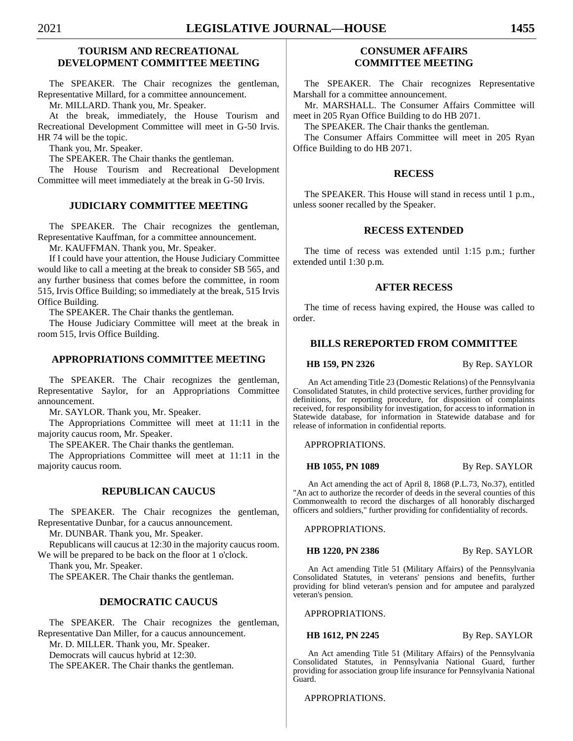## TOURISM AND RECREATIONAL DEVELOPMENT COMMITTEE MEETING

The SPEAKER. The Chair recognizes the gentleman, Representative Millard, for a committee announcement.

Mr. MILLARD. Thank you, Mr. Speaker.

At the break, immediately, the House Tourism and Recreational Development Committee will meet in G-50 Irvis. HR 74 will be the topic.

Thank you, Mr. Speaker.

The SPEAKER. The Chair thanks the gentleman.

The House Tourism and Recreational Development Committee will meet immediately at the break in G-50 Irvis.

## JUDICIARY COMMITTEE MEETING

The SPEAKER. The Chair recognizes the gentleman, Representative Kauffman, for a committee announcement.

Mr. KAUFFMAN. Thank you, Mr. Speaker.

If I could have your attention, the House Judiciary Committee would like to call a meeting at the break to consider SB 565, and any further business that comes before the committee, in room 515, Irvis Office Building; so immediately at the break, 515 Irvis Office Building.

The SPEAKER. The Chair thanks the gentleman.

The House Judiciary Committee will meet at the break in room 515, Irvis Office Building.

## APPROPRIATIONS COMMITTEE MEETING

The SPEAKER. The Chair recognizes the gentleman, Representative Saylor, for an Appropriations Committee announcement.

Mr. SAYLOR. Thank you, Mr. Speaker.

The Appropriations Committee will meet at 11:11 in the majority caucus room, Mr. Speaker.

The SPEAKER. The Chair thanks the gentleman.

The Appropriations Committee will meet at 11:11 in the majority caucus room.

## REPUBLICAN CAUCUS

The SPEAKER. The Chair recognizes the gentleman, Representative Dunbar, for a caucus announcement.

Mr. DUNBAR. Thank you, Mr. Speaker.

Republicans will caucus at 12:30 in the majority caucus room. We will be prepared to be back on the floor at 1 o'clock.

Thank you, Mr. Speaker.

The SPEAKER. The Chair thanks the gentleman.

## DEMOCRATIC CAUCUS

The SPEAKER. The Chair recognizes the gentleman, Representative Dan Miller, for a caucus announcement.

Mr. D. MILLER. Thank you, Mr. Speaker.

Democrats will caucus hybrid at 12:30.

The SPEAKER. The Chair thanks the gentleman.

## CONSUMER AFFAIRS COMMITTEE MEETING

The SPEAKER. The Chair recognizes Representative Marshall for a committee announcement.

Mr. MARSHALL. The Consumer Affairs Committee will meet in 205 Ryan Office Building to do HB 2071.

The SPEAKER. The Chair thanks the gentleman.

The Consumer Affairs Committee will meet in 205 Ryan Office Building to do HB 2071.

## RECESS

The SPEAKER. This House will stand in recess until 1 p.m., unless sooner recalled by the Speaker.

## RECESS EXTENDED

The time of recess was extended until 1:15 p.m.; further extended until 1:30 p.m.

## AFTER RECESS

The time of recess having expired, the House was called to order.

## BILLS REREPORTED FROM COMMITTEE

**HB 159, PN 2326** By Rep. SAYLOR

An Act amending Title 23 (Domestic Relations) of the Pennsylvania Consolidated Statutes, in child protective services, further providing for definitions, for reporting procedure, for disposition of complaints received, for responsibility for investigation, for access to information in Statewide database, for information in Statewide database and for release of information in confidential reports.

APPROPRIATIONS.

**HB 1055, PN 1089** By Rep. SAYLOR

An Act amending the act of April 8, 1868 (P.L.73, No.37), entitled "An act to authorize the recorder of deeds in the several counties of this Commonwealth to record the discharges of all honorably discharged officers and soldiers," further providing for confidentiality of records.

APPROPRIATIONS.

**HB 1220, PN 2386** By Rep. SAYLOR

An Act amending Title 51 (Military Affairs) of the Pennsylvania Consolidated Statutes, in veterans' pensions and benefits, further providing for blind veteran's pension and for amputee and paralyzed veteran's pension.

APPROPRIATIONS.

**HB 1612, PN 2245** By Rep. SAYLOR

An Act amending Title 51 (Military Affairs) of the Pennsylvania Consolidated Statutes, in Pennsylvania National Guard, further providing for association group life insurance for Pennsylvania National Guard.

APPROPRIATIONS.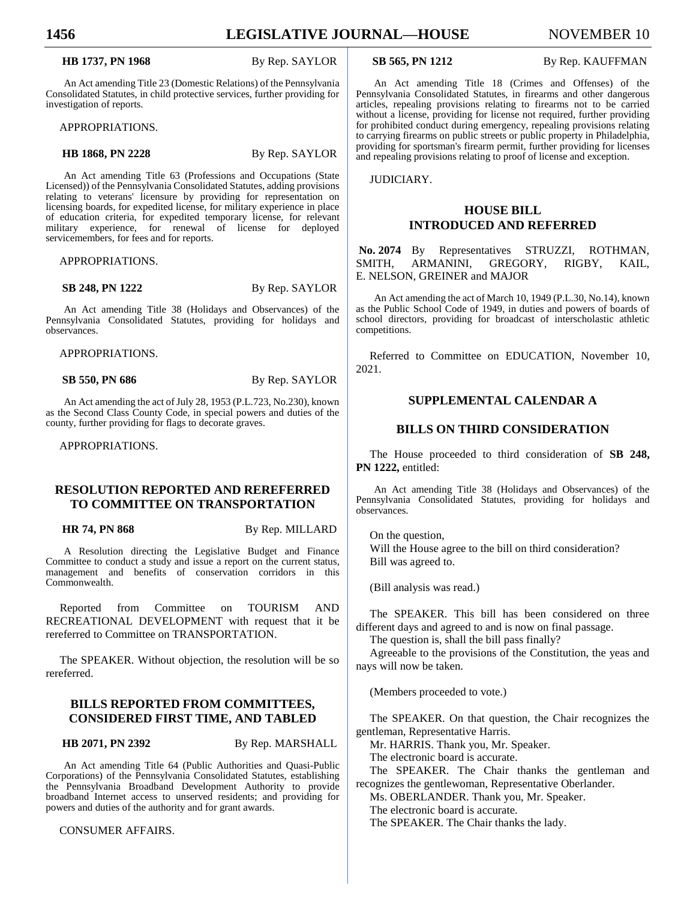**HB 1737, PN 1968** By Rep. SAYLOR

An Act amending Title 23 (Domestic Relations) of the Pennsylvania Consolidated Statutes, in child protective services, further providing for investigation of reports.

APPROPRIATIONS.

**HB 1868, PN 2228** By Rep. SAYLOR

An Act amending Title 63 (Professions and Occupations (State Licensed)) of the Pennsylvania Consolidated Statutes, adding provisions relating to veterans' licensure by providing for representation on licensing boards, for expedited license, for military experience in place of education criteria, for expedited temporary license, for relevant military experience, for renewal of license for deployed servicemembers, for fees and for reports.

APPROPRIATIONS.

**SB 248, PN 1222** By Rep. SAYLOR

An Act amending Title 38 (Holidays and Observances) of the Pennsylvania Consolidated Statutes, providing for holidays and observances.

APPROPRIATIONS.

**SB 550, PN 686** By Rep. SAYLOR

An Act amending the act of July 28, 1953 (P.L.723, No.230), known as the Second Class County Code, in special powers and duties of the county, further providing for flags to decorate graves.

APPROPRIATIONS.

## RESOLUTION REPORTED AND REREFERRED TO COMMITTEE ON TRANSPORTATION

**HR 74, PN 868** By Rep. MILLARD

A Resolution directing the Legislative Budget and Finance Committee to conduct a study and issue a report on the current status, management and benefits of conservation corridors in this Commonwealth.

Reported from Committee on TOURISM AND RECREATIONAL DEVELOPMENT with request that it be rereferred to Committee on TRANSPORTATION.

The SPEAKER. Without objection, the resolution will be so rereferred.

## BILLS REPORTED FROM COMMITTEES, CONSIDERED FIRST TIME, AND TABLED

**HB 2071, PN 2392** By Rep. MARSHALL

An Act amending Title 64 (Public Authorities and Quasi-Public Corporations) of the Pennsylvania Consolidated Statutes, establishing the Pennsylvania Broadband Development Authority to provide broadband Internet access to unserved residents; and providing for powers and duties of the authority and for grant awards.

CONSUMER AFFAIRS.

**SB 565, PN 1212** By Rep. KAUFFMAN

An Act amending Title 18 (Crimes and Offenses) of the Pennsylvania Consolidated Statutes, in firearms and other dangerous articles, repealing provisions relating to firearms not to be carried without a license, providing for license not required, further providing for prohibited conduct during emergency, repealing provisions relating to carrying firearms on public streets or public property in Philadelphia, providing for sportsman's firearm permit, further providing for licenses and repealing provisions relating to proof of license and exception.

JUDICIARY.

## HOUSE BILL INTRODUCED AND REFERRED

**No. 2074** By Representatives STRUZZI, ROTHMAN, SMITH, ARMANINI, GREGORY, RIGBY, KAIL, E. NELSON, GREINER and MAJOR

An Act amending the act of March 10, 1949 (P.L.30, No.14), known as the Public School Code of 1949, in duties and powers of boards of school directors, providing for broadcast of interscholastic athletic competitions.

Referred to Committee on EDUCATION, November 10, 2021.

## SUPPLEMENTAL CALENDAR A

## BILLS ON THIRD CONSIDERATION

The House proceeded to third consideration of **SB 248, PN 1222,** entitled:

An Act amending Title 38 (Holidays and Observances) of the Pennsylvania Consolidated Statutes, providing for holidays and observances.

On the question,
Will the House agree to the bill on third consideration?
Bill was agreed to.

(Bill analysis was read.)

The SPEAKER. This bill has been considered on three different days and agreed to and is now on final passage.

The question is, shall the bill pass finally?

Agreeable to the provisions of the Constitution, the yeas and nays will now be taken.

(Members proceeded to vote.)

The SPEAKER. On that question, the Chair recognizes the gentleman, Representative Harris.

Mr. HARRIS. Thank you, Mr. Speaker.

The electronic board is accurate.

The SPEAKER. The Chair thanks the gentleman and recognizes the gentlewoman, Representative Oberlander.

Ms. OBERLANDER. Thank you, Mr. Speaker.

The electronic board is accurate.

The SPEAKER. The Chair thanks the lady.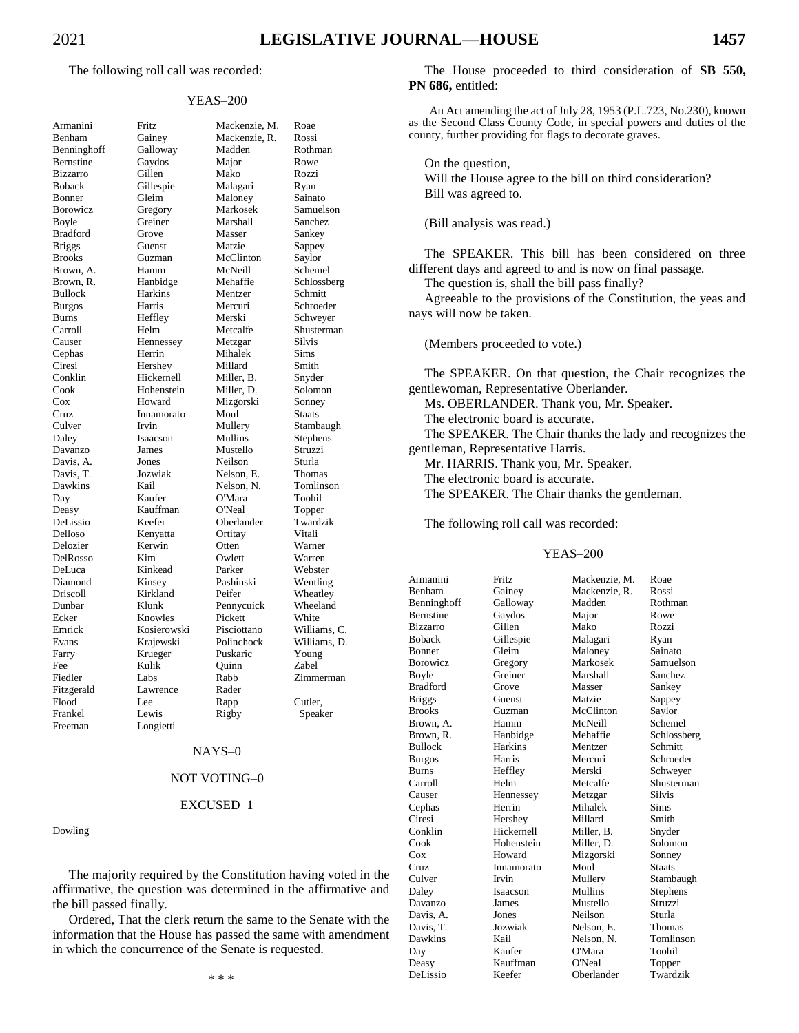The following roll call was recorded:

YEAS–200

| | | | |
|---|---|---|---|
| Armanini | Fritz | Mackenzie, M. | Roae |
| Benham | Gainey | Mackenzie, R. | Rossi |
| Benninghoff | Galloway | Madden | Rothman |
| Bernstine | Gaydos | Major | Rowe |
| Bizzarro | Gillen | Mako | Rozzi |
| Boback | Gillespie | Malagari | Ryan |
| Bonner | Gleim | Maloney | Sainato |
| Borowicz | Gregory | Markosek | Samuelson |
| Boyle | Greiner | Marshall | Sanchez |
| Bradford | Grove | Masser | Sankey |
| Briggs | Guenst | Matzie | Sappey |
| Brooks | Guzman | McClinton | Saylor |
| Brown, A. | Hamm | McNeill | Schemel |
| Brown, R. | Hanbidge | Mehaffie | Schlossberg |
| Bullock | Harkins | Mentzer | Schmitt |
| Burgos | Harris | Mercuri | Schroeder |
| Burns | Heffley | Merski | Schweyer |
| Carroll | Helm | Metcalfe | Shusterman |
| Causer | Hennessey | Metzgar | Silvis |
| Cephas | Herrin | Mihalek | Sims |
| Ciresi | Hershey | Millard | Smith |
| Conklin | Hickernell | Miller, B. | Snyder |
| Cook | Hohenstein | Miller, D. | Solomon |
| Cox | Howard | Mizgorski | Sonney |
| Cruz | Innamorato | Moul | Staats |
| Culver | Irvin | Mullery | Stambaugh |
| Daley | Isaacson | Mullins | Stephens |
| Davanzo | James | Mustello | Struzzi |
| Davis, A. | Jones | Neilson | Sturla |
| Davis, T. | Jozwiak | Nelson, E. | Thomas |
| Dawkins | Kail | Nelson, N. | Tomlinson |
| Day | Kaufer | O'Mara | Toohil |
| Deasy | Kauffman | O'Neal | Topper |
| DeLissio | Keefer | Oberlander | Twardzik |
| Delloso | Kenyatta | Ortitay | Vitali |
| Delozier | Kerwin | Otten | Warner |
| DelRosso | Kim | Owlett | Warren |
| DeLuca | Kinkead | Parker | Webster |
| Diamond | Kinsey | Pashinski | Wentling |
| Driscoll | Kirkland | Peifer | Wheatley |
| Dunbar | Klunk | Pennycuick | Wheeland |
| Ecker | Knowles | Pickett | White |
| Emrick | Kosierowski | Pisciottano | Williams, C. |
| Evans | Krajewski | Polinchock | Williams, D. |
| Farry | Krueger | Puskaric | Young |
| Fee | Kulik | Quinn | Zabel |
| Fiedler | Labs | Rabb | Zimmerman |
| Fitzgerald | Lawrence | Rader | |
| Flood | Lee | Rapp | Cutler, |
| Frankel | Lewis | Rigby | Speaker |
| Freeman | Longietti | | |

NAYS–0

NOT VOTING–0

EXCUSED–1

Dowling

The majority required by the Constitution having voted in the affirmative, the question was determined in the affirmative and the bill passed finally.

Ordered, That the clerk return the same to the Senate with the information that the House has passed the same with amendment in which the concurrence of the Senate is requested.

\* \* \*

The House proceeded to third consideration of **SB 550, PN 686,** entitled:

An Act amending the act of July 28, 1953 (P.L.723, No.230), known as the Second Class County Code, in special powers and duties of the county, further providing for flags to decorate graves.

On the question,
Will the House agree to the bill on third consideration?
Bill was agreed to.

(Bill analysis was read.)

The SPEAKER. This bill has been considered on three different days and agreed to and is now on final passage.

The question is, shall the bill pass finally?

Agreeable to the provisions of the Constitution, the yeas and nays will now be taken.

(Members proceeded to vote.)

The SPEAKER. On that question, the Chair recognizes the gentlewoman, Representative Oberlander.

Ms. OBERLANDER. Thank you, Mr. Speaker.

The electronic board is accurate.

The SPEAKER. The Chair thanks the lady and recognizes the gentleman, Representative Harris.

Mr. HARRIS. Thank you, Mr. Speaker.

The electronic board is accurate.

The SPEAKER. The Chair thanks the gentleman.

The following roll call was recorded:

YEAS–200

| | | | |
|---|---|---|---|
| Armanini | Fritz | Mackenzie, M. | Roae |
| Benham | Gainey | Mackenzie, R. | Rossi |
| Benninghoff | Galloway | Madden | Rothman |
| Bernstine | Gaydos | Major | Rowe |
| Bizzarro | Gillen | Mako | Rozzi |
| Boback | Gillespie | Malagari | Ryan |
| Bonner | Gleim | Maloney | Sainato |
| Borowicz | Gregory | Markosek | Samuelson |
| Boyle | Greiner | Marshall | Sanchez |
| Bradford | Grove | Masser | Sankey |
| Briggs | Guenst | Matzie | Sappey |
| Brooks | Guzman | McClinton | Saylor |
| Brown, A. | Hamm | McNeill | Schemel |
| Brown, R. | Hanbidge | Mehaffie | Schlossberg |
| Bullock | Harkins | Mentzer | Schmitt |
| Burgos | Harris | Mercuri | Schroeder |
| Burns | Heffley | Merski | Schweyer |
| Carroll | Helm | Metcalfe | Shusterman |
| Causer | Hennessey | Metzgar | Silvis |
| Cephas | Herrin | Mihalek | Sims |
| Ciresi | Hershey | Millard | Smith |
| Conklin | Hickernell | Miller, B. | Snyder |
| Cook | Hohenstein | Miller, D. | Solomon |
| Cox | Howard | Mizgorski | Sonney |
| Cruz | Innamorato | Moul | Staats |
| Culver | Irvin | Mullery | Stambaugh |
| Daley | Isaacson | Mullins | Stephens |
| Davanzo | James | Mustello | Struzzi |
| Davis, A. | Jones | Neilson | Sturla |
| Davis, T. | Jozwiak | Nelson, E. | Thomas |
| Dawkins | Kail | Nelson, N. | Tomlinson |
| Day | Kaufer | O'Mara | Toohil |
| Deasy | Kauffman | O'Neal | Topper |
| DeLissio | Keefer | Oberlander | Twardzik |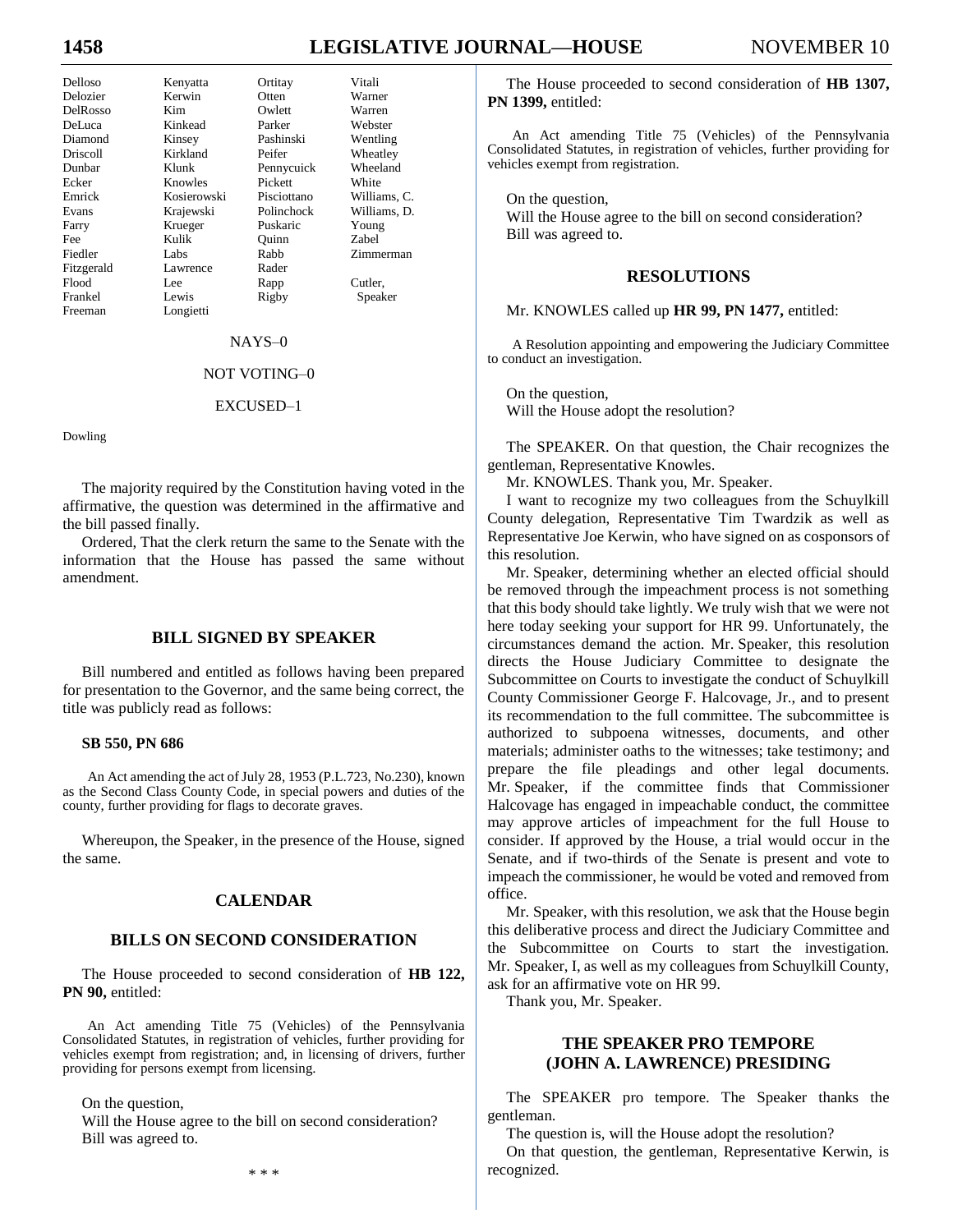| | | | |
|---|---|---|---|
| Delloso | Kenyatta | Ortitay | Vitali |
| Delozier | Kerwin | Otten | Warner |
| DelRosso | Kim | Owlett | Warren |
| DeLuca | Kinkead | Parker | Webster |
| Diamond | Kinsey | Pashinski | Wentling |
| Driscoll | Kirkland | Peifer | Wheatley |
| Dunbar | Klunk | Pennycuick | Wheeland |
| Ecker | Knowles | Pickett | White |
| Emrick | Kosierowski | Pisciottano | Williams, C. |
| Evans | Krajewski | Polinchock | Williams, D. |
| Farry | Krueger | Puskaric | Young |
| Fee | Kulik | Quinn | Zabel |
| Fiedler | Labs | Rabb | Zimmerman |
| Fitzgerald | Lawrence | Rader | |
| Flood | Lee | Rapp | Cutler, |
| Frankel | Lewis | Rigby | Speaker |
| Freeman | Longietti | | |

NAYS–0

NOT VOTING–0

EXCUSED–1

Dowling

The majority required by the Constitution having voted in the affirmative, the question was determined in the affirmative and the bill passed finally.

Ordered, That the clerk return the same to the Senate with the information that the House has passed the same without amendment.

## BILL SIGNED BY SPEAKER

Bill numbered and entitled as follows having been prepared for presentation to the Governor, and the same being correct, the title was publicly read as follows:

**SB 550, PN 686**

An Act amending the act of July 28, 1953 (P.L.723, No.230), known as the Second Class County Code, in special powers and duties of the county, further providing for flags to decorate graves.

Whereupon, the Speaker, in the presence of the House, signed the same.

## CALENDAR

## BILLS ON SECOND CONSIDERATION

The House proceeded to second consideration of **HB 122, PN 90,** entitled:

An Act amending Title 75 (Vehicles) of the Pennsylvania Consolidated Statutes, in registration of vehicles, further providing for vehicles exempt from registration; and, in licensing of drivers, further providing for persons exempt from licensing.

On the question,
Will the House agree to the bill on second consideration?
Bill was agreed to.

\* \* \*

The House proceeded to second consideration of **HB 1307, PN 1399,** entitled:

An Act amending Title 75 (Vehicles) of the Pennsylvania Consolidated Statutes, in registration of vehicles, further providing for vehicles exempt from registration.

On the question,
Will the House agree to the bill on second consideration?
Bill was agreed to.

## RESOLUTIONS

Mr. KNOWLES called up **HR 99, PN 1477,** entitled:

A Resolution appointing and empowering the Judiciary Committee to conduct an investigation.

On the question,
Will the House adopt the resolution?

The SPEAKER. On that question, the Chair recognizes the gentleman, Representative Knowles.

Mr. KNOWLES. Thank you, Mr. Speaker.

I want to recognize my two colleagues from the Schuylkill County delegation, Representative Tim Twardzik as well as Representative Joe Kerwin, who have signed on as cosponsors of this resolution.

Mr. Speaker, determining whether an elected official should be removed through the impeachment process is not something that this body should take lightly. We truly wish that we were not here today seeking your support for HR 99. Unfortunately, the circumstances demand the action. Mr. Speaker, this resolution directs the House Judiciary Committee to designate the Subcommittee on Courts to investigate the conduct of Schuylkill County Commissioner George F. Halcovage, Jr., and to present its recommendation to the full committee. The subcommittee is authorized to subpoena witnesses, documents, and other materials; administer oaths to the witnesses; take testimony; and prepare the file pleadings and other legal documents. Mr. Speaker, if the committee finds that Commissioner Halcovage has engaged in impeachable conduct, the committee may approve articles of impeachment for the full House to consider. If approved by the House, a trial would occur in the Senate, and if two-thirds of the Senate is present and vote to impeach the commissioner, he would be voted and removed from office.

Mr. Speaker, with this resolution, we ask that the House begin this deliberative process and direct the Judiciary Committee and the Subcommittee on Courts to start the investigation. Mr. Speaker, I, as well as my colleagues from Schuylkill County, ask for an affirmative vote on HR 99.

Thank you, Mr. Speaker.

## THE SPEAKER PRO TEMPORE (JOHN A. LAWRENCE) PRESIDING

The SPEAKER pro tempore. The Speaker thanks the gentleman.

The question is, will the House adopt the resolution?

On that question, the gentleman, Representative Kerwin, is recognized.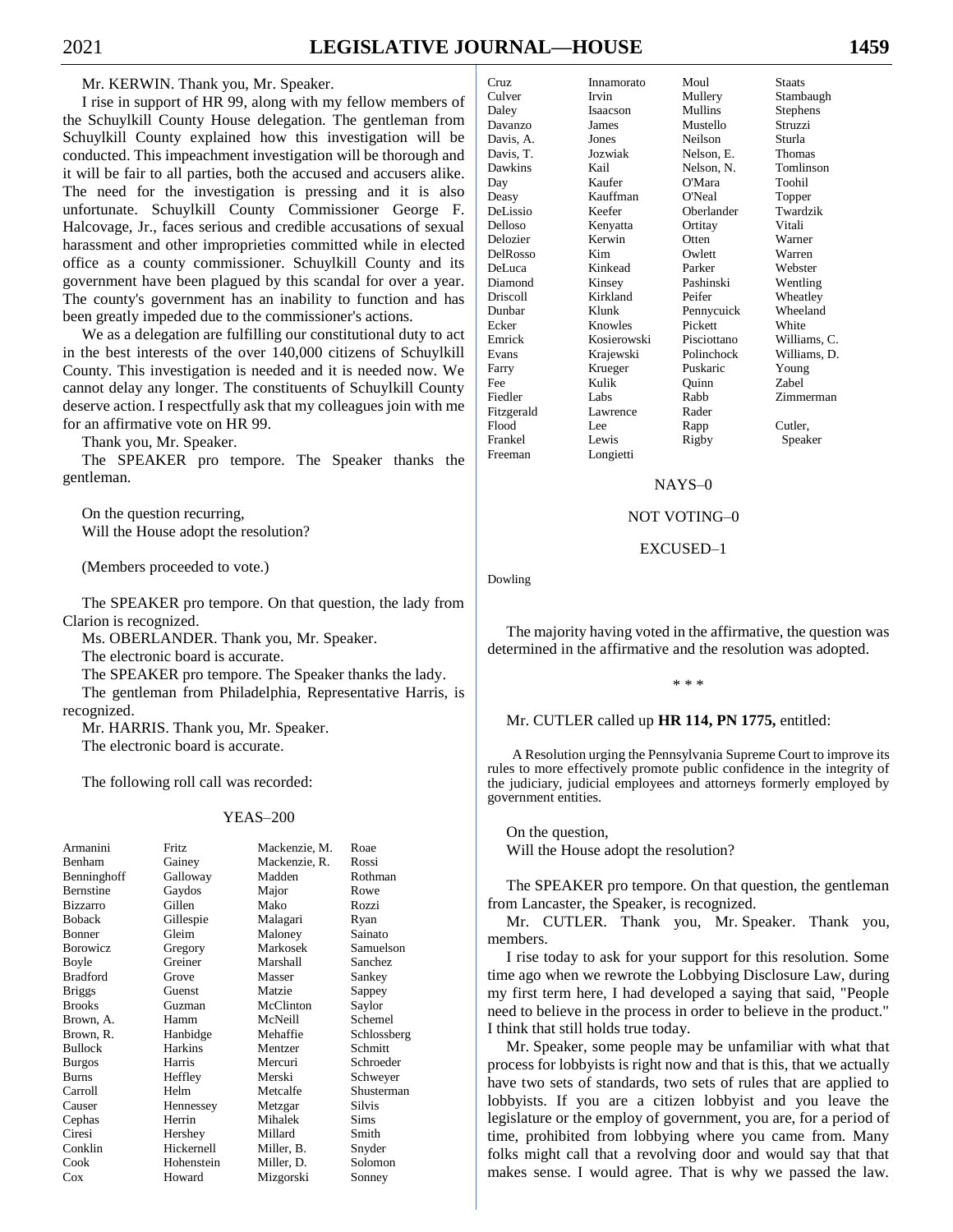Mr. KERWIN. Thank you, Mr. Speaker.

I rise in support of HR 99, along with my fellow members of the Schuylkill County House delegation. The gentleman from Schuylkill County explained how this investigation will be conducted. This impeachment investigation will be thorough and it will be fair to all parties, both the accused and accusers alike. The need for the investigation is pressing and it is also unfortunate. Schuylkill County Commissioner George F. Halcovage, Jr., faces serious and credible accusations of sexual harassment and other improprieties committed while in elected office as a county commissioner. Schuylkill County and its government have been plagued by this scandal for over a year. The county's government has an inability to function and has been greatly impeded due to the commissioner's actions.

We as a delegation are fulfilling our constitutional duty to act in the best interests of the over 140,000 citizens of Schuylkill County. This investigation is needed and it is needed now. We cannot delay any longer. The constituents of Schuylkill County deserve action. I respectfully ask that my colleagues join with me for an affirmative vote on HR 99.

Thank you, Mr. Speaker.

The SPEAKER pro tempore. The Speaker thanks the gentleman.

On the question recurring,
Will the House adopt the resolution?

(Members proceeded to vote.)

The SPEAKER pro tempore. On that question, the lady from Clarion is recognized.

Ms. OBERLANDER. Thank you, Mr. Speaker.

The electronic board is accurate.

The SPEAKER pro tempore. The Speaker thanks the lady.

The gentleman from Philadelphia, Representative Harris, is recognized.

Mr. HARRIS. Thank you, Mr. Speaker.

The electronic board is accurate.

The following roll call was recorded:

YEAS–200

| | | | |
|---|---|---|---|
| Armanini | Fritz | Mackenzie, M. | Roae |
| Benham | Gainey | Mackenzie, R. | Rossi |
| Benninghoff | Galloway | Madden | Rothman |
| Bernstine | Gaydos | Major | Rowe |
| Bizzarro | Gillen | Mako | Rozzi |
| Boback | Gillespie | Malagari | Ryan |
| Bonner | Gleim | Maloney | Sainato |
| Borowicz | Gregory | Markosek | Samuelson |
| Boyle | Greiner | Marshall | Sanchez |
| Bradford | Grove | Masser | Sankey |
| Briggs | Guenst | Matzie | Sappey |
| Brooks | Guzman | McClinton | Saylor |
| Brown, A. | Hamm | McNeill | Schemel |
| Brown, R. | Hanbidge | Mehaffie | Schlossberg |
| Bullock | Harkins | Mentzer | Schmitt |
| Burgos | Harris | Mercuri | Schroeder |
| Burns | Heffley | Merski | Schweyer |
| Carroll | Helm | Metcalfe | Shusterman |
| Causer | Hennessey | Metzgar | Silvis |
| Cephas | Herrin | Mihalek | Sims |
| Ciresi | Hershey | Millard | Smith |
| Conklin | Hickernell | Miller, B. | Snyder |
| Cook | Hohenstein | Miller, D. | Solomon |
| Cox | Howard | Mizgorski | Sonney |
| Cruz | Innamorato | Moul | Staats |
| Culver | Irvin | Mullery | Stambaugh |
| Daley | Isaacson | Mullins | Stephens |
| Davanzo | James | Mustello | Struzzi |
| Davis, A. | Jones | Neilson | Sturla |
| Davis, T. | Jozwiak | Nelson, E. | Thomas |
| Dawkins | Kail | Nelson, N. | Tomlinson |
| Day | Kaufer | O'Mara | Toohil |
| Deasy | Kauffman | O'Neal | Topper |
| DeLissio | Keefer | Oberlander | Twardzik |
| Delloso | Kenyatta | Ortitay | Vitali |
| Delozier | Kerwin | Otten | Warner |
| DelRosso | Kim | Owlett | Warren |
| DeLuca | Kinkead | Parker | Webster |
| Diamond | Kinsey | Pashinski | Wentling |
| Driscoll | Kirkland | Peifer | Wheatley |
| Dunbar | Klunk | Pennycuick | Wheeland |
| Ecker | Knowles | Pickett | White |
| Emrick | Kosierowski | Pisciottano | Williams, C. |
| Evans | Krajewski | Polinchock | Williams, D. |
| Farry | Krueger | Puskaric | Young |
| Fee | Kulik | Quinn | Zabel |
| Fiedler | Labs | Rabb | Zimmerman |
| Fitzgerald | Lawrence | Rader | |
| Flood | Lee | Rapp | Cutler, |
| Frankel | Lewis | Rigby | Speaker |
| Freeman | Longietti | | |

NAYS–0

NOT VOTING–0

EXCUSED–1

Dowling

The majority having voted in the affirmative, the question was determined in the affirmative and the resolution was adopted.

\* \* \*

Mr. CUTLER called up **HR 114, PN 1775,** entitled:

A Resolution urging the Pennsylvania Supreme Court to improve its rules to more effectively promote public confidence in the integrity of the judiciary, judicial employees and attorneys formerly employed by government entities.

On the question,
Will the House adopt the resolution?

The SPEAKER pro tempore. On that question, the gentleman from Lancaster, the Speaker, is recognized.

Mr. CUTLER. Thank you, Mr. Speaker. Thank you, members.

I rise today to ask for your support for this resolution. Some time ago when we rewrote the Lobbying Disclosure Law, during my first term here, I had developed a saying that said, "People need to believe in the process in order to believe in the product." I think that still holds true today.

Mr. Speaker, some people may be unfamiliar with what that process for lobbyists is right now and that is this, that we actually have two sets of standards, two sets of rules that are applied to lobbyists. If you are a citizen lobbyist and you leave the legislature or the employ of government, you are, for a period of time, prohibited from lobbying where you came from. Many folks might call that a revolving door and would say that that makes sense. I would agree. That is why we passed the law.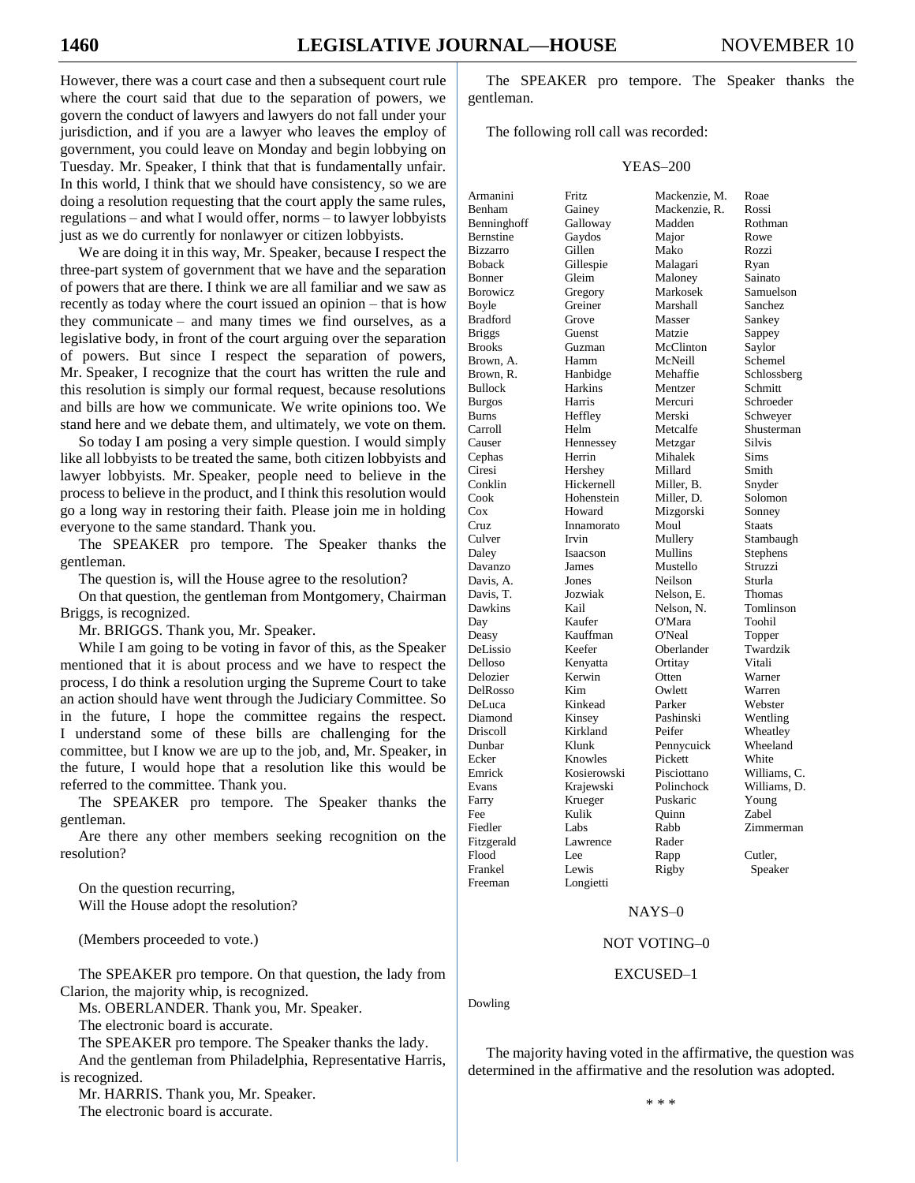However, there was a court case and then a subsequent court rule where the court said that due to the separation of powers, we govern the conduct of lawyers and lawyers do not fall under your jurisdiction, and if you are a lawyer who leaves the employ of government, you could leave on Monday and begin lobbying on Tuesday. Mr. Speaker, I think that that is fundamentally unfair. In this world, I think that we should have consistency, so we are doing a resolution requesting that the court apply the same rules, regulations – and what I would offer, norms – to lawyer lobbyists just as we do currently for nonlawyer or citizen lobbyists.

We are doing it in this way, Mr. Speaker, because I respect the three-part system of government that we have and the separation of powers that are there. I think we are all familiar and we saw as recently as today where the court issued an opinion – that is how they communicate – and many times we find ourselves, as a legislative body, in front of the court arguing over the separation of powers. But since I respect the separation of powers, Mr. Speaker, I recognize that the court has written the rule and this resolution is simply our formal request, because resolutions and bills are how we communicate. We write opinions too. We stand here and we debate them, and ultimately, we vote on them.

So today I am posing a very simple question. I would simply like all lobbyists to be treated the same, both citizen lobbyists and lawyer lobbyists. Mr. Speaker, people need to believe in the process to believe in the product, and I think this resolution would go a long way in restoring their faith. Please join me in holding everyone to the same standard. Thank you.

The SPEAKER pro tempore. The Speaker thanks the gentleman.

The question is, will the House agree to the resolution?

On that question, the gentleman from Montgomery, Chairman Briggs, is recognized.

Mr. BRIGGS. Thank you, Mr. Speaker.

While I am going to be voting in favor of this, as the Speaker mentioned that it is about process and we have to respect the process, I do think a resolution urging the Supreme Court to take an action should have went through the Judiciary Committee. So in the future, I hope the committee regains the respect. I understand some of these bills are challenging for the committee, but I know we are up to the job, and, Mr. Speaker, in the future, I would hope that a resolution like this would be referred to the committee. Thank you.

The SPEAKER pro tempore. The Speaker thanks the gentleman.

Are there any other members seeking recognition on the resolution?

On the question recurring,
Will the House adopt the resolution?

(Members proceeded to vote.)

The SPEAKER pro tempore. On that question, the lady from Clarion, the majority whip, is recognized.

Ms. OBERLANDER. Thank you, Mr. Speaker.

The electronic board is accurate.

The SPEAKER pro tempore. The Speaker thanks the lady.

And the gentleman from Philadelphia, Representative Harris, is recognized.

Mr. HARRIS. Thank you, Mr. Speaker.

The electronic board is accurate.

The SPEAKER pro tempore. The Speaker thanks the gentleman.

The following roll call was recorded:

YEAS–200

| | | | |
|---|---|---|---|
| Armanini | Fritz | Mackenzie, M. | Roae |
| Benham | Gainey | Mackenzie, R. | Rossi |
| Benninghoff | Galloway | Madden | Rothman |
| Bernstine | Gaydos | Major | Rowe |
| Bizzarro | Gillen | Mako | Rozzi |
| Boback | Gillespie | Malagari | Ryan |
| Bonner | Gleim | Maloney | Sainato |
| Borowicz | Gregory | Markosek | Samuelson |
| Boyle | Greiner | Marshall | Sanchez |
| Bradford | Grove | Masser | Sankey |
| Briggs | Guenst | Matzie | Sappey |
| Brooks | Guzman | McClinton | Saylor |
| Brown, A. | Hamm | McNeill | Schemel |
| Brown, R. | Hanbidge | Mehaffie | Schlossberg |
| Bullock | Harkins | Mentzer | Schmitt |
| Burgos | Harris | Mercuri | Schroeder |
| Burns | Heffley | Merski | Schweyer |
| Carroll | Helm | Metcalfe | Shusterman |
| Causer | Hennessey | Metzgar | Silvis |
| Cephas | Herrin | Mihalek | Sims |
| Ciresi | Hershey | Millard | Smith |
| Conklin | Hickernell | Miller, B. | Snyder |
| Cook | Hohenstein | Miller, D. | Solomon |
| Cox | Howard | Mizgorski | Sonney |
| Cruz | Innamorato | Moul | Staats |
| Culver | Irvin | Mullery | Stambaugh |
| Daley | Isaacson | Mullins | Stephens |
| Davanzo | James | Mustello | Struzzi |
| Davis, A. | Jones | Neilson | Sturla |
| Davis, T. | Jozwiak | Nelson, E. | Thomas |
| Dawkins | Kail | Nelson, N. | Tomlinson |
| Day | Kaufer | O'Mara | Toohil |
| Deasy | Kauffman | O'Neal | Topper |
| DeLissio | Keefer | Oberlander | Twardzik |
| Delloso | Kenyatta | Ortitay | Vitali |
| Delozier | Kerwin | Otten | Warner |
| DelRosso | Kim | Owlett | Warren |
| DeLuca | Kinkead | Parker | Webster |
| Diamond | Kinsey | Pashinski | Wentling |
| Driscoll | Kirkland | Peifer | Wheatley |
| Dunbar | Klunk | Pennycuick | Wheeland |
| Ecker | Knowles | Pickett | White |
| Emrick | Kosierowski | Pisciottano | Williams, C. |
| Evans | Krajewski | Polinchock | Williams, D. |
| Farry | Krueger | Puskaric | Young |
| Fee | Kulik | Quinn | Zabel |
| Fiedler | Labs | Rabb | Zimmerman |
| Fitzgerald | Lawrence | Rader | |
| Flood | Lee | Rapp | Cutler, |
| Frankel | Lewis | Rigby | Speaker |
| Freeman | Longietti | | |

NAYS–0

NOT VOTING–0

EXCUSED–1

Dowling

The majority having voted in the affirmative, the question was determined in the affirmative and the resolution was adopted.

* * *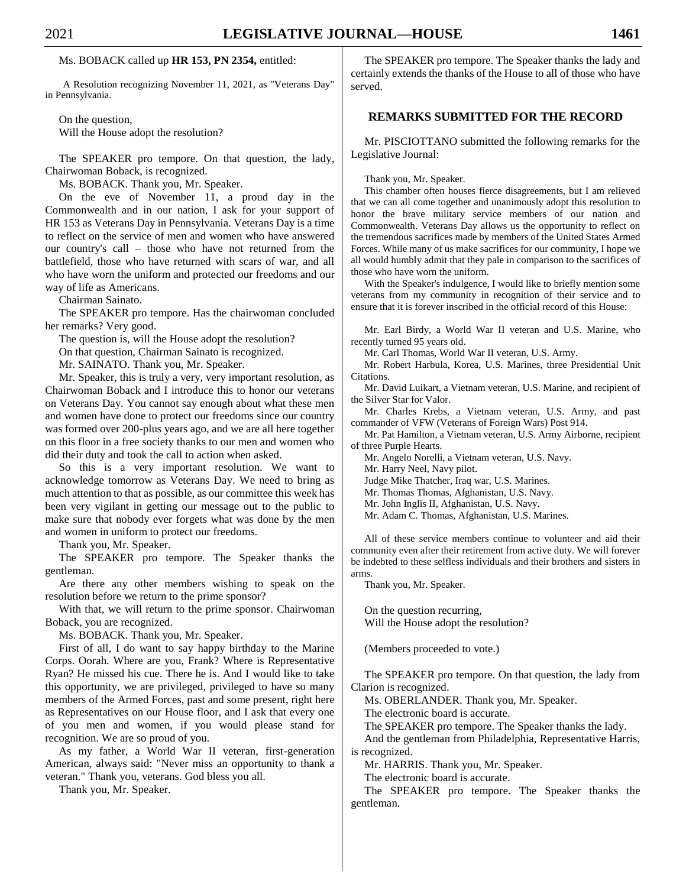Ms. BOBACK called up **HR 153, PN 2354,** entitled:

A Resolution recognizing November 11, 2021, as "Veterans Day" in Pennsylvania.

On the question,
Will the House adopt the resolution?

The SPEAKER pro tempore. On that question, the lady, Chairwoman Boback, is recognized.

Ms. BOBACK. Thank you, Mr. Speaker.

On the eve of November 11, a proud day in the Commonwealth and in our nation, I ask for your support of HR 153 as Veterans Day in Pennsylvania. Veterans Day is a time to reflect on the service of men and women who have answered our country's call – those who have not returned from the battlefield, those who have returned with scars of war, and all who have worn the uniform and protected our freedoms and our way of life as Americans.

Chairman Sainato.

The SPEAKER pro tempore. Has the chairwoman concluded her remarks? Very good.

The question is, will the House adopt the resolution?

On that question, Chairman Sainato is recognized.

Mr. SAINATO. Thank you, Mr. Speaker.

Mr. Speaker, this is truly a very, very important resolution, as Chairwoman Boback and I introduce this to honor our veterans on Veterans Day. You cannot say enough about what these men and women have done to protect our freedoms since our country was formed over 200-plus years ago, and we are all here together on this floor in a free society thanks to our men and women who did their duty and took the call to action when asked.

So this is a very important resolution. We want to acknowledge tomorrow as Veterans Day. We need to bring as much attention to that as possible, as our committee this week has been very vigilant in getting our message out to the public to make sure that nobody ever forgets what was done by the men and women in uniform to protect our freedoms.

Thank you, Mr. Speaker.

The SPEAKER pro tempore. The Speaker thanks the gentleman.

Are there any other members wishing to speak on the resolution before we return to the prime sponsor?

With that, we will return to the prime sponsor. Chairwoman Boback, you are recognized.

Ms. BOBACK. Thank you, Mr. Speaker.

First of all, I do want to say happy birthday to the Marine Corps. Oorah. Where are you, Frank? Where is Representative Ryan? He missed his cue. There he is. And I would like to take this opportunity, we are privileged, privileged to have so many members of the Armed Forces, past and some present, right here as Representatives on our House floor, and I ask that every one of you men and women, if you would please stand for recognition. We are so proud of you.

As my father, a World War II veteran, first-generation American, always said: "Never miss an opportunity to thank a veteran." Thank you, veterans. God bless you all.

Thank you, Mr. Speaker.

The SPEAKER pro tempore. The Speaker thanks the lady and certainly extends the thanks of the House to all of those who have served.

## REMARKS SUBMITTED FOR THE RECORD

Mr. PISCIOTTANO submitted the following remarks for the Legislative Journal:

Thank you, Mr. Speaker.

This chamber often houses fierce disagreements, but I am relieved that we can all come together and unanimously adopt this resolution to honor the brave military service members of our nation and Commonwealth. Veterans Day allows us the opportunity to reflect on the tremendous sacrifices made by members of the United States Armed Forces. While many of us make sacrifices for our community, I hope we all would humbly admit that they pale in comparison to the sacrifices of those who have worn the uniform.

With the Speaker's indulgence, I would like to briefly mention some veterans from my community in recognition of their service and to ensure that it is forever inscribed in the official record of this House:

Mr. Earl Birdy, a World War II veteran and U.S. Marine, who recently turned 95 years old.

Mr. Carl Thomas, World War II veteran, U.S. Army.

Mr. Robert Harbula, Korea, U.S. Marines, three Presidential Unit Citations.

Mr. David Luikart, a Vietnam veteran, U.S. Marine, and recipient of the Silver Star for Valor.

Mr. Charles Krebs, a Vietnam veteran, U.S. Army, and past commander of VFW (Veterans of Foreign Wars) Post 914.

Mr. Pat Hamilton, a Vietnam veteran, U.S. Army Airborne, recipient of three Purple Hearts.

Mr. Angelo Norelli, a Vietnam veteran, U.S. Navy.

Mr. Harry Neel, Navy pilot.

Judge Mike Thatcher, Iraq war, U.S. Marines.

Mr. Thomas Thomas, Afghanistan, U.S. Navy.

Mr. John Inglis II, Afghanistan, U.S. Navy.

Mr. Adam C. Thomas, Afghanistan, U.S. Marines.

All of these service members continue to volunteer and aid their community even after their retirement from active duty. We will forever be indebted to these selfless individuals and their brothers and sisters in arms.

Thank you, Mr. Speaker.

On the question recurring,
Will the House adopt the resolution?

(Members proceeded to vote.)

The SPEAKER pro tempore. On that question, the lady from Clarion is recognized.

Ms. OBERLANDER. Thank you, Mr. Speaker.

The electronic board is accurate.

The SPEAKER pro tempore. The Speaker thanks the lady.

And the gentleman from Philadelphia, Representative Harris, is recognized.

Mr. HARRIS. Thank you, Mr. Speaker.

The electronic board is accurate.

The SPEAKER pro tempore. The Speaker thanks the gentleman.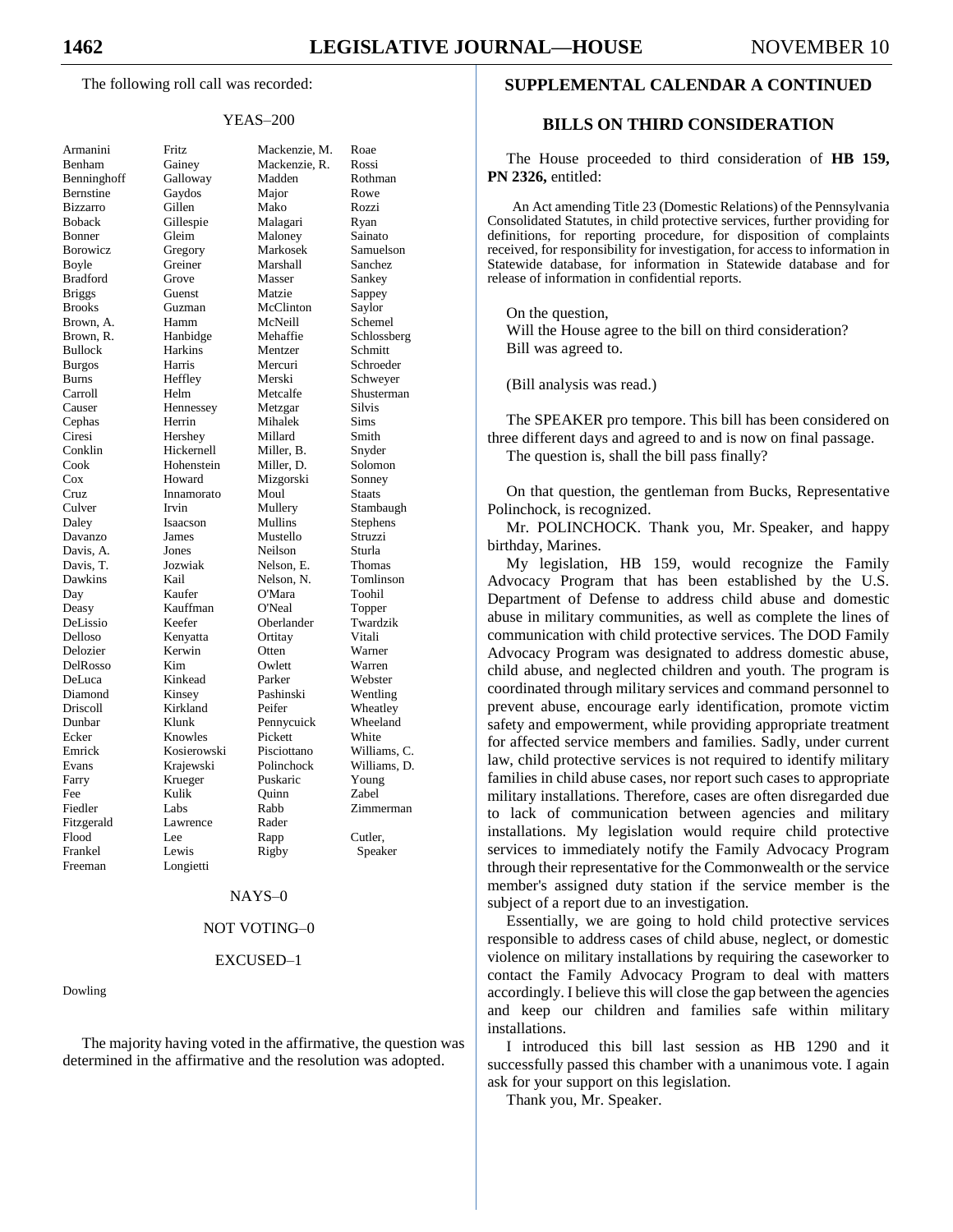The following roll call was recorded:

YEAS–200

| | | | |
|---|---|---|---|
| Armanini | Fritz | Mackenzie, M. | Roae |
| Benham | Gainey | Mackenzie, R. | Rossi |
| Benninghoff | Galloway | Madden | Rothman |
| Bernstine | Gaydos | Major | Rowe |
| Bizzarro | Gillen | Mako | Rozzi |
| Boback | Gillespie | Malagari | Ryan |
| Bonner | Gleim | Maloney | Sainato |
| Borowicz | Gregory | Markosek | Samuelson |
| Boyle | Greiner | Marshall | Sanchez |
| Bradford | Grove | Masser | Sankey |
| Briggs | Guenst | Matzie | Sappey |
| Brooks | Guzman | McClinton | Saylor |
| Brown, A. | Hamm | McNeill | Schemel |
| Brown, R. | Hanbidge | Mehaffie | Schlossberg |
| Bullock | Harkins | Mentzer | Schmitt |
| Burgos | Harris | Mercuri | Schroeder |
| Burns | Heffley | Merski | Schweyer |
| Carroll | Helm | Metcalfe | Shusterman |
| Causer | Hennessey | Metzgar | Silvis |
| Cephas | Herrin | Mihalek | Sims |
| Ciresi | Hershey | Millard | Smith |
| Conklin | Hickernell | Miller, B. | Snyder |
| Cook | Hohenstein | Miller, D. | Solomon |
| Cox | Howard | Mizgorski | Sonney |
| Cruz | Innamorato | Moul | Staats |
| Culver | Irvin | Mullery | Stambaugh |
| Daley | Isaacson | Mullins | Stephens |
| Davanzo | James | Mustello | Struzzi |
| Davis, A. | Jones | Neilson | Sturla |
| Davis, T. | Jozwiak | Nelson, E. | Thomas |
| Dawkins | Kail | Nelson, N. | Tomlinson |
| Day | Kaufer | O'Mara | Toohil |
| Deasy | Kauffman | O'Neal | Topper |
| DeLissio | Keefer | Oberlander | Twardzik |
| Delloso | Kenyatta | Ortitay | Vitali |
| Delozier | Kerwin | Otten | Warner |
| DelRosso | Kim | Owlett | Warren |
| DeLuca | Kinkead | Parker | Webster |
| Diamond | Kinsey | Pashinski | Wentling |
| Driscoll | Kirkland | Peifer | Wheatley |
| Dunbar | Klunk | Pennycuick | Wheeland |
| Ecker | Knowles | Pickett | White |
| Emrick | Kosierowski | Pisciottano | Williams, C. |
| Evans | Krajewski | Polinchock | Williams, D. |
| Farry | Krueger | Puskaric | Young |
| Fee | Kulik | Quinn | Zabel |
| Fiedler | Labs | Rabb | Zimmerman |
| Fitzgerald | Lawrence | Rader | |
| Flood | Lee | Rapp | Cutler, |
| Frankel | Lewis | Rigby | Speaker |
| Freeman | Longietti | | |

NAYS–0

NOT VOTING–0

EXCUSED–1

Dowling

The majority having voted in the affirmative, the question was determined in the affirmative and the resolution was adopted.

## SUPPLEMENTAL CALENDAR A CONTINUED

## BILLS ON THIRD CONSIDERATION

The House proceeded to third consideration of **HB 159, PN 2326,** entitled:

An Act amending Title 23 (Domestic Relations) of the Pennsylvania Consolidated Statutes, in child protective services, further providing for definitions, for reporting procedure, for disposition of complaints received, for responsibility for investigation, for access to information in Statewide database, for information in Statewide database and for release of information in confidential reports.

On the question,
Will the House agree to the bill on third consideration?
Bill was agreed to.

(Bill analysis was read.)

The SPEAKER pro tempore. This bill has been considered on three different days and agreed to and is now on final passage.
The question is, shall the bill pass finally?

On that question, the gentleman from Bucks, Representative Polinchock, is recognized.

Mr. POLINCHOCK. Thank you, Mr. Speaker, and happy birthday, Marines.

My legislation, HB 159, would recognize the Family Advocacy Program that has been established by the U.S. Department of Defense to address child abuse and domestic abuse in military communities, as well as complete the lines of communication with child protective services. The DOD Family Advocacy Program was designated to address domestic abuse, child abuse, and neglected children and youth. The program is coordinated through military services and command personnel to prevent abuse, encourage early identification, promote victim safety and empowerment, while providing appropriate treatment for affected service members and families. Sadly, under current law, child protective services is not required to identify military families in child abuse cases, nor report such cases to appropriate military installations. Therefore, cases are often disregarded due to lack of communication between agencies and military installations. My legislation would require child protective services to immediately notify the Family Advocacy Program through their representative for the Commonwealth or the service member's assigned duty station if the service member is the subject of a report due to an investigation.

Essentially, we are going to hold child protective services responsible to address cases of child abuse, neglect, or domestic violence on military installations by requiring the caseworker to contact the Family Advocacy Program to deal with matters accordingly. I believe this will close the gap between the agencies and keep our children and families safe within military installations.

I introduced this bill last session as HB 1290 and it successfully passed this chamber with a unanimous vote. I again ask for your support on this legislation.

Thank you, Mr. Speaker.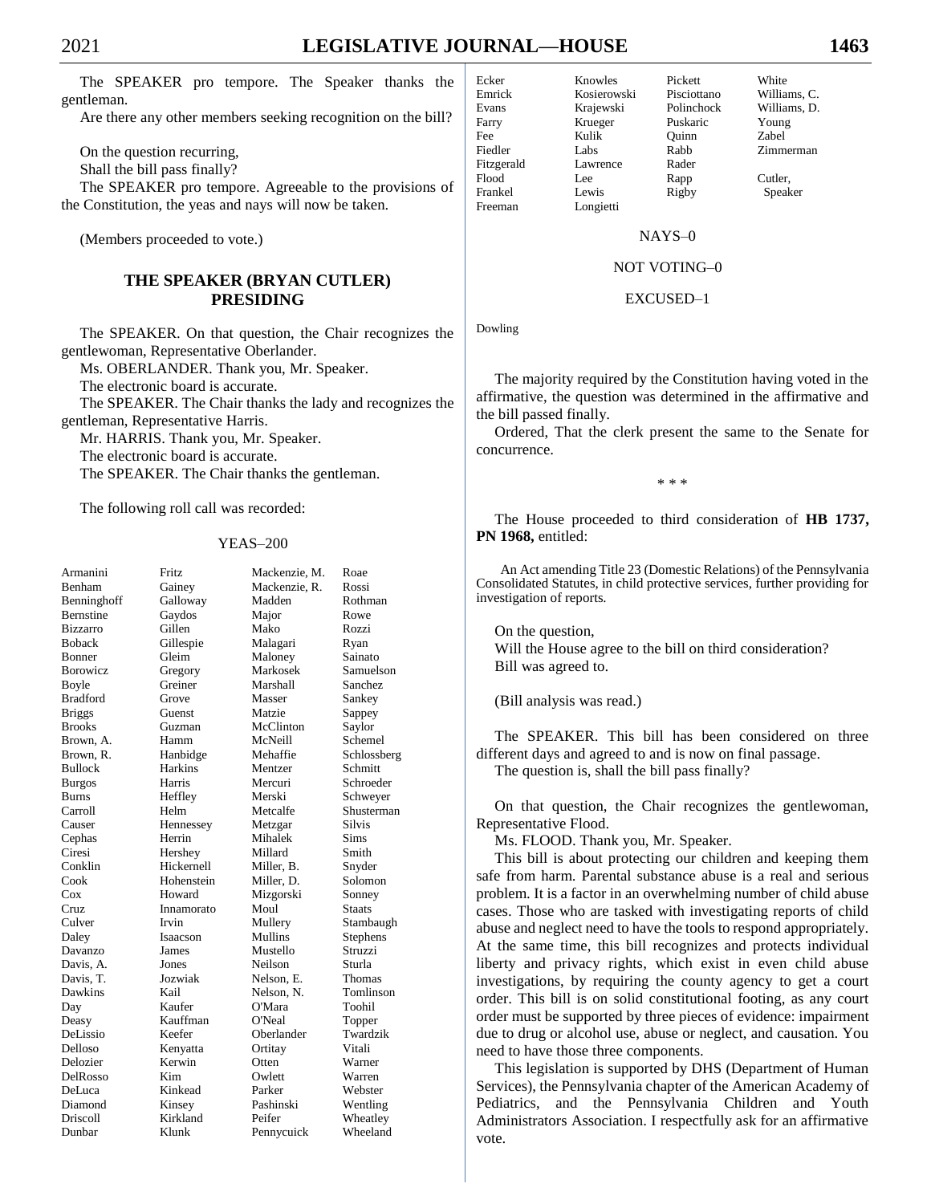The SPEAKER pro tempore. The Speaker thanks the gentleman.

Are there any other members seeking recognition on the bill?

On the question recurring,
Shall the bill pass finally?

The SPEAKER pro tempore. Agreeable to the provisions of the Constitution, the yeas and nays will now be taken.

(Members proceeded to vote.)

## THE SPEAKER (BRYAN CUTLER) PRESIDING

The SPEAKER. On that question, the Chair recognizes the gentlewoman, Representative Oberlander.

Ms. OBERLANDER. Thank you, Mr. Speaker.

The electronic board is accurate.

The SPEAKER. The Chair thanks the lady and recognizes the gentleman, Representative Harris.

Mr. HARRIS. Thank you, Mr. Speaker.

The electronic board is accurate.

The SPEAKER. The Chair thanks the gentleman.

The following roll call was recorded:

YEAS–200

| | | | |
|---|---|---|---|
| Armanini | Fritz | Mackenzie, M. | Roae |
| Benham | Gainey | Mackenzie, R. | Rossi |
| Benninghoff | Galloway | Madden | Rothman |
| Bernstine | Gaydos | Major | Rowe |
| Bizzarro | Gillen | Mako | Rozzi |
| Boback | Gillespie | Malagari | Ryan |
| Bonner | Gleim | Maloney | Sainato |
| Borowicz | Gregory | Markosek | Samuelson |
| Boyle | Greiner | Marshall | Sanchez |
| Bradford | Grove | Masser | Sankey |
| Briggs | Guenst | Matzie | Sappey |
| Brooks | Guzman | McClinton | Saylor |
| Brown, A. | Hamm | McNeill | Schemel |
| Brown, R. | Hanbidge | Mehaffie | Schlossberg |
| Bullock | Harkins | Mentzer | Schmitt |
| Burgos | Harris | Mercuri | Schroeder |
| Burns | Heffley | Merski | Schweyer |
| Carroll | Helm | Metcalfe | Shusterman |
| Causer | Hennessey | Metzgar | Silvis |
| Cephas | Herrin | Mihalek | Sims |
| Ciresi | Hershey | Millard | Smith |
| Conklin | Hickernell | Miller, B. | Snyder |
| Cook | Hohenstein | Miller, D. | Solomon |
| Cox | Howard | Mizgorski | Sonney |
| Cruz | Innamorato | Moul | Staats |
| Culver | Irvin | Mullery | Stambaugh |
| Daley | Isaacson | Mullins | Stephens |
| Davanzo | James | Mustello | Struzzi |
| Davis, A. | Jones | Neilson | Sturla |
| Davis, T. | Jozwiak | Nelson, E. | Thomas |
| Dawkins | Kail | Nelson, N. | Tomlinson |
| Day | Kaufer | O'Mara | Toohil |
| Deasy | Kauffman | O'Neal | Topper |
| DeLissio | Keefer | Oberlander | Twardzik |
| Delloso | Kenyatta | Ortitay | Vitali |
| Delozier | Kerwin | Otten | Warner |
| DelRosso | Kim | Owlett | Warren |
| DeLuca | Kinkead | Parker | Webster |
| Diamond | Kinsey | Pashinski | Wentling |
| Driscoll | Kirkland | Peifer | Wheatley |
| Dunbar | Klunk | Pennycuick | Wheeland |
| Ecker | Knowles | Pickett | White |
| Emrick | Kosierowski | Pisciottano | Williams, C. |
| Evans | Krajewski | Polinchock | Williams, D. |
| Farry | Krueger | Puskaric | Young |
| Fee | Kulik | Quinn | Zabel |
| Fiedler | Labs | Rabb | Zimmerman |
| Fitzgerald | Lawrence | Rader | |
| Flood | Lee | Rapp | Cutler, |
| Frankel | Lewis | Rigby | Speaker |
| Freeman | Longietti | | |

NAYS–0

NOT VOTING–0

EXCUSED–1

Dowling

The majority required by the Constitution having voted in the affirmative, the question was determined in the affirmative and the bill passed finally.

Ordered, That the clerk present the same to the Senate for concurrence.

\* \* \*

The House proceeded to third consideration of **HB 1737, PN 1968,** entitled:

An Act amending Title 23 (Domestic Relations) of the Pennsylvania Consolidated Statutes, in child protective services, further providing for investigation of reports.

On the question,
Will the House agree to the bill on third consideration?
Bill was agreed to.

(Bill analysis was read.)

The SPEAKER. This bill has been considered on three different days and agreed to and is now on final passage.

The question is, shall the bill pass finally?

On that question, the Chair recognizes the gentlewoman, Representative Flood.

Ms. FLOOD. Thank you, Mr. Speaker.

This bill is about protecting our children and keeping them safe from harm. Parental substance abuse is a real and serious problem. It is a factor in an overwhelming number of child abuse cases. Those who are tasked with investigating reports of child abuse and neglect need to have the tools to respond appropriately. At the same time, this bill recognizes and protects individual liberty and privacy rights, which exist in even child abuse investigations, by requiring the county agency to get a court order. This bill is on solid constitutional footing, as any court order must be supported by three pieces of evidence: impairment due to drug or alcohol use, abuse or neglect, and causation. You need to have those three components.

This legislation is supported by DHS (Department of Human Services), the Pennsylvania chapter of the American Academy of Pediatrics, and the Pennsylvania Children and Youth Administrators Association. I respectfully ask for an affirmative vote.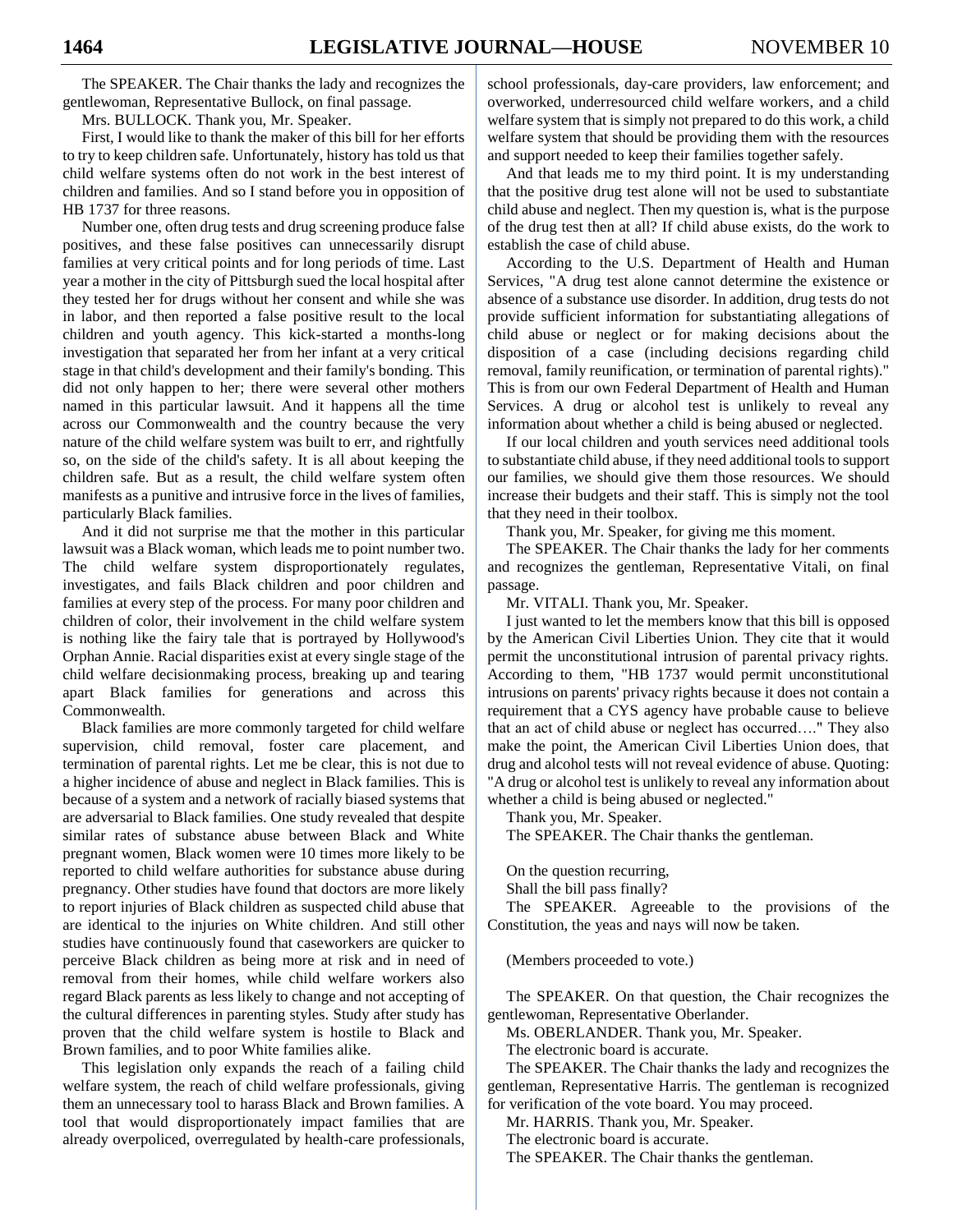The SPEAKER. The Chair thanks the lady and recognizes the gentlewoman, Representative Bullock, on final passage.

Mrs. BULLOCK. Thank you, Mr. Speaker.

First, I would like to thank the maker of this bill for her efforts to try to keep children safe. Unfortunately, history has told us that child welfare systems often do not work in the best interest of children and families. And so I stand before you in opposition of HB 1737 for three reasons.

Number one, often drug tests and drug screening produce false positives, and these false positives can unnecessarily disrupt families at very critical points and for long periods of time. Last year a mother in the city of Pittsburgh sued the local hospital after they tested her for drugs without her consent and while she was in labor, and then reported a false positive result to the local children and youth agency. This kick-started a months-long investigation that separated her from her infant at a very critical stage in that child's development and their family's bonding. This did not only happen to her; there were several other mothers named in this particular lawsuit. And it happens all the time across our Commonwealth and the country because the very nature of the child welfare system was built to err, and rightfully so, on the side of the child's safety. It is all about keeping the children safe. But as a result, the child welfare system often manifests as a punitive and intrusive force in the lives of families, particularly Black families.

And it did not surprise me that the mother in this particular lawsuit was a Black woman, which leads me to point number two. The child welfare system disproportionately regulates, investigates, and fails Black children and poor children and families at every step of the process. For many poor children and children of color, their involvement in the child welfare system is nothing like the fairy tale that is portrayed by Hollywood's Orphan Annie. Racial disparities exist at every single stage of the child welfare decisionmaking process, breaking up and tearing apart Black families for generations and across this Commonwealth.

Black families are more commonly targeted for child welfare supervision, child removal, foster care placement, and termination of parental rights. Let me be clear, this is not due to a higher incidence of abuse and neglect in Black families. This is because of a system and a network of racially biased systems that are adversarial to Black families. One study revealed that despite similar rates of substance abuse between Black and White pregnant women, Black women were 10 times more likely to be reported to child welfare authorities for substance abuse during pregnancy. Other studies have found that doctors are more likely to report injuries of Black children as suspected child abuse that are identical to the injuries on White children. And still other studies have continuously found that caseworkers are quicker to perceive Black children as being more at risk and in need of removal from their homes, while child welfare workers also regard Black parents as less likely to change and not accepting of the cultural differences in parenting styles. Study after study has proven that the child welfare system is hostile to Black and Brown families, and to poor White families alike.

This legislation only expands the reach of a failing child welfare system, the reach of child welfare professionals, giving them an unnecessary tool to harass Black and Brown families. A tool that would disproportionately impact families that are already overpoliced, overregulated by health-care professionals, school professionals, day-care providers, law enforcement; and overworked, underresourced child welfare workers, and a child welfare system that is simply not prepared to do this work, a child welfare system that should be providing them with the resources and support needed to keep their families together safely.

And that leads me to my third point. It is my understanding that the positive drug test alone will not be used to substantiate child abuse and neglect. Then my question is, what is the purpose of the drug test then at all? If child abuse exists, do the work to establish the case of child abuse.

According to the U.S. Department of Health and Human Services, "A drug test alone cannot determine the existence or absence of a substance use disorder. In addition, drug tests do not provide sufficient information for substantiating allegations of child abuse or neglect or for making decisions about the disposition of a case (including decisions regarding child removal, family reunification, or termination of parental rights)." This is from our own Federal Department of Health and Human Services. A drug or alcohol test is unlikely to reveal any information about whether a child is being abused or neglected.

If our local children and youth services need additional tools to substantiate child abuse, if they need additional tools to support our families, we should give them those resources. We should increase their budgets and their staff. This is simply not the tool that they need in their toolbox.

Thank you, Mr. Speaker, for giving me this moment.

The SPEAKER. The Chair thanks the lady for her comments and recognizes the gentleman, Representative Vitali, on final passage.

Mr. VITALI. Thank you, Mr. Speaker.

I just wanted to let the members know that this bill is opposed by the American Civil Liberties Union. They cite that it would permit the unconstitutional intrusion of parental privacy rights. According to them, "HB 1737 would permit unconstitutional intrusions on parents' privacy rights because it does not contain a requirement that a CYS agency have probable cause to believe that an act of child abuse or neglect has occurred…." They also make the point, the American Civil Liberties Union does, that drug and alcohol tests will not reveal evidence of abuse. Quoting: "A drug or alcohol test is unlikely to reveal any information about whether a child is being abused or neglected."

Thank you, Mr. Speaker.

The SPEAKER. The Chair thanks the gentleman.

On the question recurring,

Shall the bill pass finally?

The SPEAKER. Agreeable to the provisions of the Constitution, the yeas and nays will now be taken.

(Members proceeded to vote.)

The SPEAKER. On that question, the Chair recognizes the gentlewoman, Representative Oberlander.

Ms. OBERLANDER. Thank you, Mr. Speaker.

The electronic board is accurate.

The SPEAKER. The Chair thanks the lady and recognizes the gentleman, Representative Harris. The gentleman is recognized for verification of the vote board. You may proceed.

Mr. HARRIS. Thank you, Mr. Speaker.

The electronic board is accurate.

The SPEAKER. The Chair thanks the gentleman.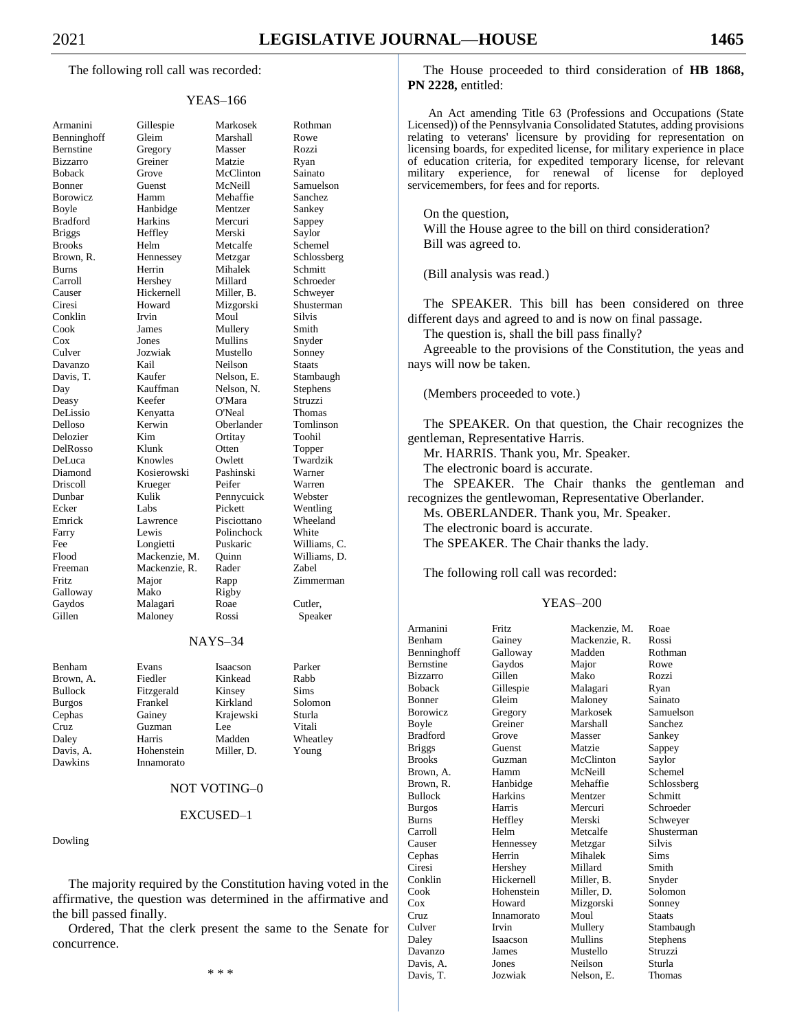The following roll call was recorded:

YEAS–166

| | | | |
|---|---|---|---|
| Armanini | Gillespie | Markosek | Rothman |
| Benninghoff | Gleim | Marshall | Rowe |
| Bernstine | Gregory | Masser | Rozzi |
| Bizzarro | Greiner | Matzie | Ryan |
| Boback | Grove | McClinton | Sainato |
| Bonner | Guenst | McNeill | Samuelson |
| Borowicz | Hamm | Mehaffie | Sanchez |
| Boyle | Hanbidge | Mentzer | Sankey |
| Bradford | Harkins | Mercuri | Sappey |
| Briggs | Heffley | Merski | Saylor |
| Brooks | Helm | Metcalfe | Schemel |
| Brown, R. | Hennessey | Metzgar | Schlossberg |
| Burns | Herrin | Mihalek | Schmitt |
| Carroll | Hershey | Millard | Schroeder |
| Causer | Hickernell | Miller, B. | Schweyer |
| Ciresi | Howard | Mizgorski | Shusterman |
| Conklin | Irvin | Moul | Silvis |
| Cook | James | Mullery | Smith |
| Cox | Jones | Mullins | Snyder |
| Culver | Jozwiak | Mustello | Sonney |
| Davanzo | Kail | Neilson | Staats |
| Davis, T. | Kaufer | Nelson, E. | Stambaugh |
| Day | Kauffman | Nelson, N. | Stephens |
| Deasy | Keefer | O'Mara | Struzzi |
| DeLissio | Kenyatta | O'Neal | Thomas |
| Delloso | Kerwin | Oberlander | Tomlinson |
| Delozier | Kim | Ortitay | Toohil |
| DelRosso | Klunk | Otten | Topper |
| DeLuca | Knowles | Owlett | Twardzik |
| Diamond | Kosierowski | Pashinski | Warner |
| Driscoll | Krueger | Peifer | Warren |
| Dunbar | Kulik | Pennycuick | Webster |
| Ecker | Labs | Pickett | Wentling |
| Emrick | Lawrence | Pisciottano | Wheeland |
| Farry | Lewis | Polinchock | White |
| Fee | Longietti | Puskaric | Williams, C. |
| Flood | Mackenzie, M. | Quinn | Williams, D. |
| Freeman | Mackenzie, R. | Rader | Zabel |
| Fritz | Major | Rapp | Zimmerman |
| Galloway | Mako | Rigby | |
| Gaydos | Malagari | Roae | Cutler, |
| Gillen | Maloney | Rossi | Speaker |

NAYS–34

| | | | |
|---|---|---|---|
| Benham | Evans | Isaacson | Parker |
| Brown, A. | Fiedler | Kinkead | Rabb |
| Bullock | Fitzgerald | Kinsey | Sims |
| Burgos | Frankel | Kirkland | Solomon |
| Cephas | Gainey | Krajewski | Sturla |
| Cruz | Guzman | Lee | Vitali |
| Daley | Harris | Madden | Wheatley |
| Davis, A. | Hohenstein | Miller, D. | Young |
| Dawkins | Innamorato | | |

NOT VOTING–0

EXCUSED–1

Dowling

The majority required by the Constitution having voted in the affirmative, the question was determined in the affirmative and the bill passed finally.

Ordered, That the clerk present the same to the Senate for concurrence.

\* \* \*

The House proceeded to third consideration of **HB 1868, PN 2228,** entitled:

An Act amending Title 63 (Professions and Occupations (State Licensed)) of the Pennsylvania Consolidated Statutes, adding provisions relating to veterans' licensure by providing for representation on licensing boards, for expedited license, for military experience in place of education criteria, for expedited temporary license, for relevant military experience, for renewal of license for deployed servicemembers, for fees and for reports.

On the question,
Will the House agree to the bill on third consideration?
Bill was agreed to.

(Bill analysis was read.)

The SPEAKER. This bill has been considered on three different days and agreed to and is now on final passage.

The question is, shall the bill pass finally?

Agreeable to the provisions of the Constitution, the yeas and nays will now be taken.

(Members proceeded to vote.)

The SPEAKER. On that question, the Chair recognizes the gentleman, Representative Harris.

Mr. HARRIS. Thank you, Mr. Speaker.

The electronic board is accurate.

The SPEAKER. The Chair thanks the gentleman and recognizes the gentlewoman, Representative Oberlander.

Ms. OBERLANDER. Thank you, Mr. Speaker.

The electronic board is accurate.

The SPEAKER. The Chair thanks the lady.

The following roll call was recorded:

YEAS–200

| | | | |
|---|---|---|---|
| Armanini | Fritz | Mackenzie, M. | Roae |
| Benham | Gainey | Mackenzie, R. | Rossi |
| Benninghoff | Galloway | Madden | Rothman |
| Bernstine | Gaydos | Major | Rowe |
| Bizzarro | Gillen | Mako | Rozzi |
| Boback | Gillespie | Malagari | Ryan |
| Bonner | Gleim | Maloney | Sainato |
| Borowicz | Gregory | Markosek | Samuelson |
| Boyle | Greiner | Marshall | Sanchez |
| Bradford | Grove | Masser | Sankey |
| Briggs | Guenst | Matzie | Sappey |
| Brooks | Guzman | McClinton | Saylor |
| Brown, A. | Hamm | McNeill | Schemel |
| Brown, R. | Hanbidge | Mehaffie | Schlossberg |
| Bullock | Harkins | Mentzer | Schmitt |
| Burgos | Harris | Mercuri | Schroeder |
| Burns | Heffley | Merski | Schweyer |
| Carroll | Helm | Metcalfe | Shusterman |
| Causer | Hennessey | Metzgar | Silvis |
| Cephas | Herrin | Mihalek | Sims |
| Ciresi | Hershey | Millard | Smith |
| Conklin | Hickernell | Miller, B. | Snyder |
| Cook | Hohenstein | Miller, D. | Solomon |
| Cox | Howard | Mizgorski | Sonney |
| Cruz | Innamorato | Moul | Staats |
| Culver | Irvin | Mullery | Stambaugh |
| Daley | Isaacson | Mullins | Stephens |
| Davanzo | James | Mustello | Struzzi |
| Davis, A. | Jones | Neilson | Sturla |
| Davis, T. | Jozwiak | Nelson, E. | Thomas |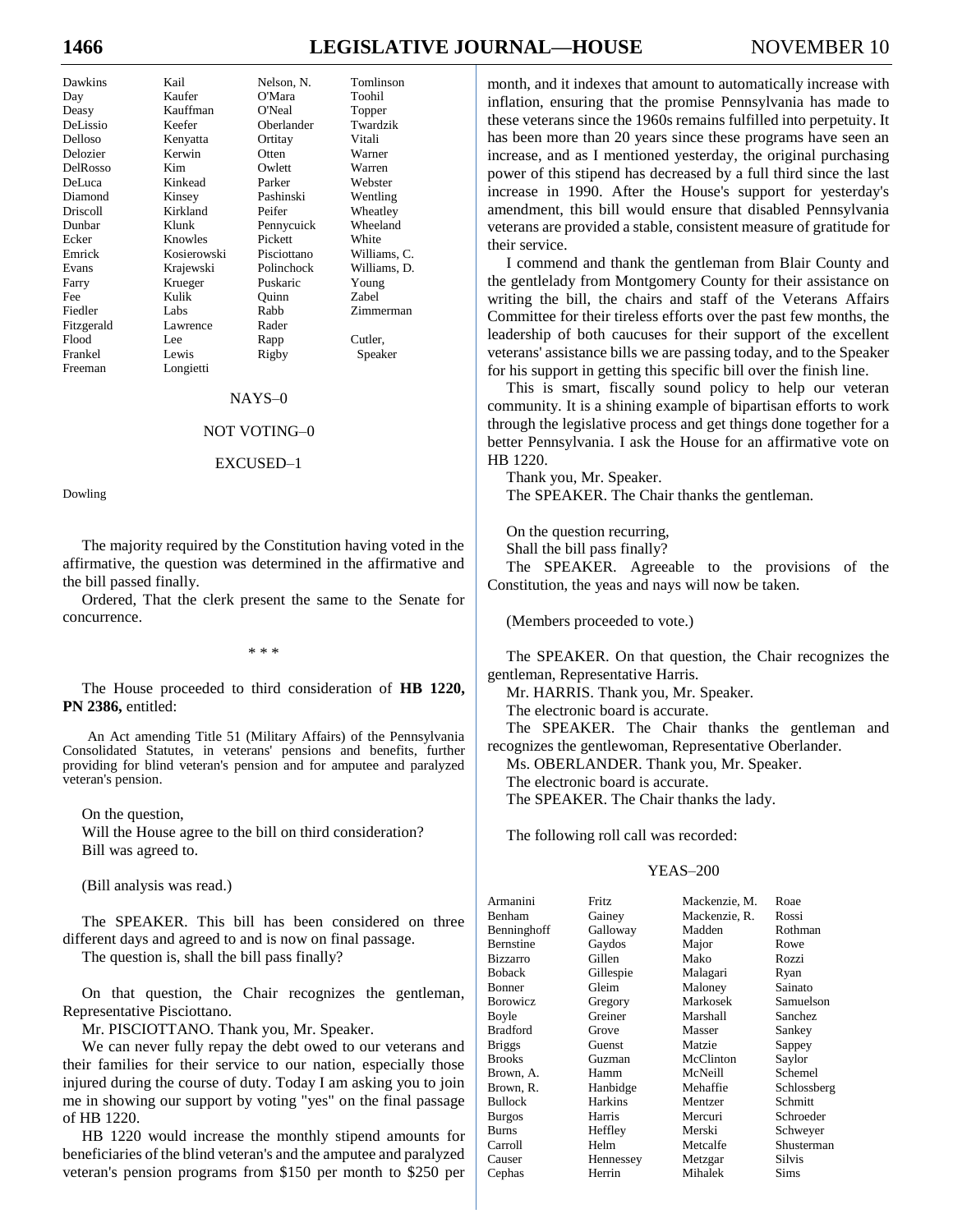| | | | |
|---|---|---|---|
| Dawkins | Kail | Nelson, N. | Tomlinson |
| Day | Kaufer | O'Mara | Toohil |
| Deasy | Kauffman | O'Neal | Topper |
| DeLissio | Keefer | Oberlander | Twardzik |
| Delloso | Kenyatta | Ortitay | Vitali |
| Delozier | Kerwin | Otten | Warner |
| DelRosso | Kim | Owlett | Warren |
| DeLuca | Kinkead | Parker | Webster |
| Diamond | Kinsey | Pashinski | Wentling |
| Driscoll | Kirkland | Peifer | Wheatley |
| Dunbar | Klunk | Pennycuick | Wheeland |
| Ecker | Knowles | Pickett | White |
| Emrick | Kosierowski | Pisciottano | Williams, C. |
| Evans | Krajewski | Polinchock | Williams, D. |
| Farry | Krueger | Puskaric | Young |
| Fee | Kulik | Quinn | Zabel |
| Fiedler | Labs | Rabb | Zimmerman |
| Fitzgerald | Lawrence | Rader | |
| Flood | Lee | Rapp | Cutler, |
| Frankel | Lewis | Rigby | Speaker |
| Freeman | Longietti | | |

NAYS–0

NOT VOTING–0

EXCUSED–1

Dowling

The majority required by the Constitution having voted in the affirmative, the question was determined in the affirmative and the bill passed finally.

Ordered, That the clerk present the same to the Senate for concurrence.

\* \* \*

The House proceeded to third consideration of **HB 1220, PN 2386,** entitled:

An Act amending Title 51 (Military Affairs) of the Pennsylvania Consolidated Statutes, in veterans' pensions and benefits, further providing for blind veteran's pension and for amputee and paralyzed veteran's pension.

On the question,
Will the House agree to the bill on third consideration?
Bill was agreed to.

(Bill analysis was read.)

The SPEAKER. This bill has been considered on three different days and agreed to and is now on final passage.
The question is, shall the bill pass finally?

On that question, the Chair recognizes the gentleman, Representative Pisciottano.

Mr. PISCIOTTANO. Thank you, Mr. Speaker.

We can never fully repay the debt owed to our veterans and their families for their service to our nation, especially those injured during the course of duty. Today I am asking you to join me in showing our support by voting "yes" on the final passage of HB 1220.

HB 1220 would increase the monthly stipend amounts for beneficiaries of the blind veteran's and the amputee and paralyzed veteran's pension programs from $150 per month to $250 per month, and it indexes that amount to automatically increase with inflation, ensuring that the promise Pennsylvania has made to these veterans since the 1960s remains fulfilled into perpetuity. It has been more than 20 years since these programs have seen an increase, and as I mentioned yesterday, the original purchasing power of this stipend has decreased by a full third since the last increase in 1990. After the House's support for yesterday's amendment, this bill would ensure that disabled Pennsylvania veterans are provided a stable, consistent measure of gratitude for their service.

I commend and thank the gentleman from Blair County and the gentlelady from Montgomery County for their assistance on writing the bill, the chairs and staff of the Veterans Affairs Committee for their tireless efforts over the past few months, the leadership of both caucuses for their support of the excellent veterans' assistance bills we are passing today, and to the Speaker for his support in getting this specific bill over the finish line.

This is smart, fiscally sound policy to help our veteran community. It is a shining example of bipartisan efforts to work through the legislative process and get things done together for a better Pennsylvania. I ask the House for an affirmative vote on HB 1220.

Thank you, Mr. Speaker.

The SPEAKER. The Chair thanks the gentleman.

On the question recurring,
Shall the bill pass finally?

The SPEAKER. Agreeable to the provisions of the Constitution, the yeas and nays will now be taken.

(Members proceeded to vote.)

The SPEAKER. On that question, the Chair recognizes the gentleman, Representative Harris.

Mr. HARRIS. Thank you, Mr. Speaker.
The electronic board is accurate.

The SPEAKER. The Chair thanks the gentleman and recognizes the gentlewoman, Representative Oberlander.

Ms. OBERLANDER. Thank you, Mr. Speaker.
The electronic board is accurate.

The SPEAKER. The Chair thanks the lady.

The following roll call was recorded:

YEAS–200

| | | | |
|---|---|---|---|
| Armanini | Fritz | Mackenzie, M. | Roae |
| Benham | Gainey | Mackenzie, R. | Rossi |
| Benninghoff | Galloway | Madden | Rothman |
| Bernstine | Gaydos | Major | Rowe |
| Bizzarro | Gillen | Mako | Rozzi |
| Boback | Gillespie | Malagari | Ryan |
| Bonner | Gleim | Maloney | Sainato |
| Borowicz | Gregory | Markosek | Samuelson |
| Boyle | Greiner | Marshall | Sanchez |
| Bradford | Grove | Masser | Sankey |
| Briggs | Guenst | Matzie | Sappey |
| Brooks | Guzman | McClinton | Saylor |
| Brown, A. | Hamm | McNeill | Schemel |
| Brown, R. | Hanbidge | Mehaffie | Schlossberg |
| Bullock | Harkins | Mentzer | Schmitt |
| Burgos | Harris | Mercuri | Schroeder |
| Burns | Heffley | Merski | Schweyer |
| Carroll | Helm | Metcalfe | Shusterman |
| Causer | Hennessey | Metzgar | Silvis |
| Cephas | Herrin | Mihalek | Sims |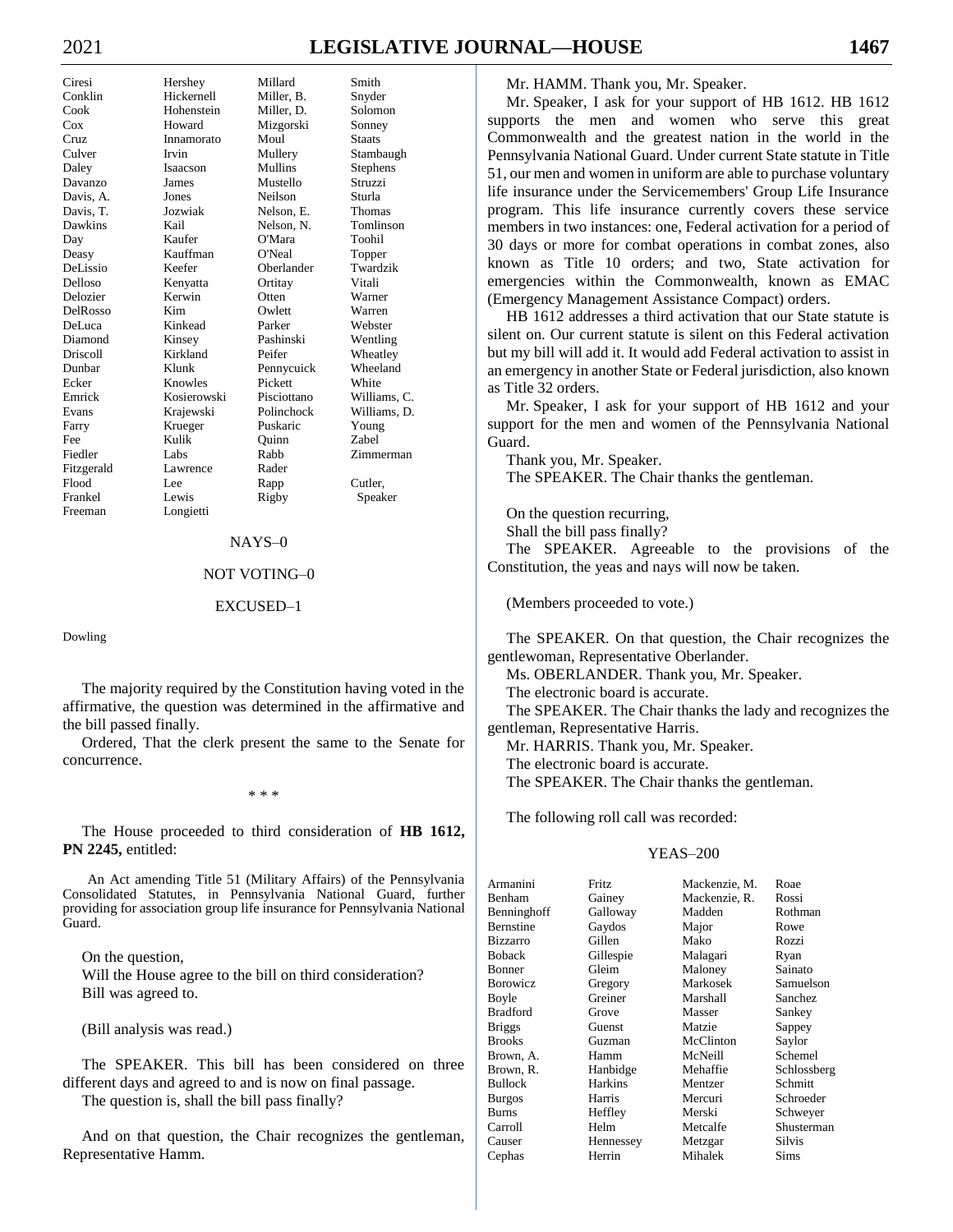| | | | |
|---|---|---|---|
| Ciresi | Hershey | Millard | Smith |
| Conklin | Hickernell | Miller, B. | Snyder |
| Cook | Hohenstein | Miller, D. | Solomon |
| Cox | Howard | Mizgorski | Sonney |
| Cruz | Innamorato | Moul | Staats |
| Culver | Irvin | Mullery | Stambaugh |
| Daley | Isaacson | Mullins | Stephens |
| Davanzo | James | Mustello | Struzzi |
| Davis, A. | Jones | Neilson | Sturla |
| Davis, T. | Jozwiak | Nelson, E. | Thomas |
| Dawkins | Kail | Nelson, N. | Tomlinson |
| Day | Kaufer | O'Mara | Toohil |
| Deasy | Kauffman | O'Neal | Topper |
| DeLissio | Keefer | Oberlander | Twardzik |
| Delloso | Kenyatta | Ortitay | Vitali |
| Delozier | Kerwin | Otten | Warner |
| DelRosso | Kim | Owlett | Warren |
| DeLuca | Kinkead | Parker | Webster |
| Diamond | Kinsey | Pashinski | Wentling |
| Driscoll | Kirkland | Peifer | Wheatley |
| Dunbar | Klunk | Pennycuick | Wheeland |
| Ecker | Knowles | Pickett | White |
| Emrick | Kosierowski | Pisciottano | Williams, C. |
| Evans | Krajewski | Polinchock | Williams, D. |
| Farry | Krueger | Puskaric | Young |
| Fee | Kulik | Quinn | Zabel |
| Fiedler | Labs | Rabb | Zimmerman |
| Fitzgerald | Lawrence | Rader | |
| Flood | Lee | Rapp | Cutler, |
| Frankel | Lewis | Rigby | Speaker |
| Freeman | Longietti | | |

NAYS–0

NOT VOTING–0

EXCUSED–1

Dowling

The majority required by the Constitution having voted in the affirmative, the question was determined in the affirmative and the bill passed finally.

Ordered, That the clerk present the same to the Senate for concurrence.

\* \* \*

The House proceeded to third consideration of **HB 1612, PN 2245,** entitled:

An Act amending Title 51 (Military Affairs) of the Pennsylvania Consolidated Statutes, in Pennsylvania National Guard, further providing for association group life insurance for Pennsylvania National Guard.

On the question,
Will the House agree to the bill on third consideration?
Bill was agreed to.

(Bill analysis was read.)

The SPEAKER. This bill has been considered on three different days and agreed to and is now on final passage.

The question is, shall the bill pass finally?

And on that question, the Chair recognizes the gentleman, Representative Hamm.

Mr. HAMM. Thank you, Mr. Speaker.

Mr. Speaker, I ask for your support of HB 1612. HB 1612 supports the men and women who serve this great Commonwealth and the greatest nation in the world in the Pennsylvania National Guard. Under current State statute in Title 51, our men and women in uniform are able to purchase voluntary life insurance under the Servicemembers' Group Life Insurance program. This life insurance currently covers these service members in two instances: one, Federal activation for a period of 30 days or more for combat operations in combat zones, also known as Title 10 orders; and two, State activation for emergencies within the Commonwealth, known as EMAC (Emergency Management Assistance Compact) orders.

HB 1612 addresses a third activation that our State statute is silent on. Our current statute is silent on this Federal activation but my bill will add it. It would add Federal activation to assist in an emergency in another State or Federal jurisdiction, also known as Title 32 orders.

Mr. Speaker, I ask for your support of HB 1612 and your support for the men and women of the Pennsylvania National Guard.

Thank you, Mr. Speaker.

The SPEAKER. The Chair thanks the gentleman.

On the question recurring,
Shall the bill pass finally?

The SPEAKER. Agreeable to the provisions of the Constitution, the yeas and nays will now be taken.

(Members proceeded to vote.)

The SPEAKER. On that question, the Chair recognizes the gentlewoman, Representative Oberlander.

Ms. OBERLANDER. Thank you, Mr. Speaker.

The electronic board is accurate.

The SPEAKER. The Chair thanks the lady and recognizes the gentleman, Representative Harris.

Mr. HARRIS. Thank you, Mr. Speaker.

The electronic board is accurate.

The SPEAKER. The Chair thanks the gentleman.

The following roll call was recorded:

YEAS–200

| | | | |
|---|---|---|---|
| Armanini | Fritz | Mackenzie, M. | Roae |
| Benham | Gainey | Mackenzie, R. | Rossi |
| Benninghoff | Galloway | Madden | Rothman |
| Bernstine | Gaydos | Major | Rowe |
| Bizzarro | Gillen | Mako | Rozzi |
| Boback | Gillespie | Malagari | Ryan |
| Bonner | Gleim | Maloney | Sainato |
| Borowicz | Gregory | Markosek | Samuelson |
| Boyle | Greiner | Marshall | Sanchez |
| Bradford | Grove | Masser | Sankey |
| Briggs | Guenst | Matzie | Sappey |
| Brooks | Guzman | McClinton | Saylor |
| Brown, A. | Hamm | McNeill | Schemel |
| Brown, R. | Hanbidge | Mehaffie | Schlossberg |
| Bullock | Harkins | Mentzer | Schmitt |
| Burgos | Harris | Mercuri | Schroeder |
| Burns | Heffley | Merski | Schweyer |
| Carroll | Helm | Metcalfe | Shusterman |
| Causer | Hennessey | Metzgar | Silvis |
| Cephas | Herrin | Mihalek | Sims |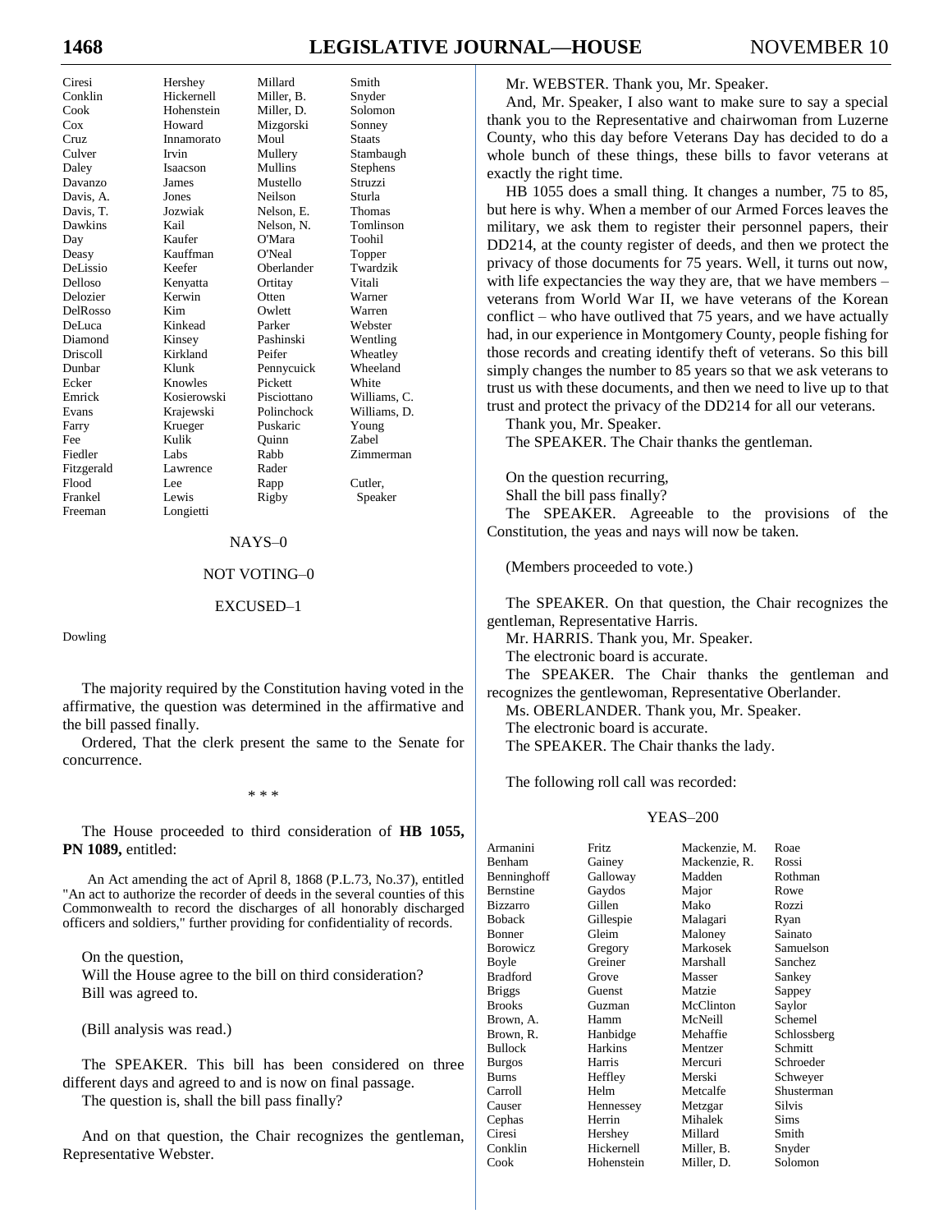| | | | |
|---|---|---|---|
| Ciresi | Hershey | Millard | Smith |
| Conklin | Hickernell | Miller, B. | Snyder |
| Cook | Hohenstein | Miller, D. | Solomon |
| Cox | Howard | Mizgorski | Sonney |
| Cruz | Innamorato | Moul | Staats |
| Culver | Irvin | Mullery | Stambaugh |
| Daley | Isaacson | Mullins | Stephens |
| Davanzo | James | Mustello | Struzzi |
| Davis, A. | Jones | Neilson | Sturla |
| Davis, T. | Jozwiak | Nelson, E. | Thomas |
| Dawkins | Kail | Nelson, N. | Tomlinson |
| Day | Kaufer | O'Mara | Toohil |
| Deasy | Kauffman | O'Neal | Topper |
| DeLissio | Keefer | Oberlander | Twardzik |
| Delloso | Kenyatta | Ortitay | Vitali |
| Delozier | Kerwin | Otten | Warner |
| DelRosso | Kim | Owlett | Warren |
| DeLuca | Kinkead | Parker | Webster |
| Diamond | Kinsey | Pashinski | Wentling |
| Driscoll | Kirkland | Peifer | Wheatley |
| Dunbar | Klunk | Pennycuick | Wheeland |
| Ecker | Knowles | Pickett | White |
| Emrick | Kosierowski | Pisciottano | Williams, C. |
| Evans | Krajewski | Polinchock | Williams, D. |
| Farry | Krueger | Puskaric | Young |
| Fee | Kulik | Quinn | Zabel |
| Fiedler | Labs | Rabb | Zimmerman |
| Fitzgerald | Lawrence | Rader | |
| Flood | Lee | Rapp | Cutler, |
| Frankel | Lewis | Rigby | Speaker |
| Freeman | Longietti | | |

NAYS–0

NOT VOTING–0

EXCUSED–1

Dowling

The majority required by the Constitution having voted in the affirmative, the question was determined in the affirmative and the bill passed finally.

Ordered, That the clerk present the same to the Senate for concurrence.

\* \* \*

The House proceeded to third consideration of **HB 1055, PN 1089,** entitled:

An Act amending the act of April 8, 1868 (P.L.73, No.37), entitled "An act to authorize the recorder of deeds in the several counties of this Commonwealth to record the discharges of all honorably discharged officers and soldiers," further providing for confidentiality of records.

On the question,
Will the House agree to the bill on third consideration?
Bill was agreed to.

(Bill analysis was read.)

The SPEAKER. This bill has been considered on three different days and agreed to and is now on final passage.

The question is, shall the bill pass finally?

And on that question, the Chair recognizes the gentleman, Representative Webster.

Mr. WEBSTER. Thank you, Mr. Speaker.

And, Mr. Speaker, I also want to make sure to say a special thank you to the Representative and chairwoman from Luzerne County, who this day before Veterans Day has decided to do a whole bunch of these things, these bills to favor veterans at exactly the right time.

HB 1055 does a small thing. It changes a number, 75 to 85, but here is why. When a member of our Armed Forces leaves the military, we ask them to register their personnel papers, their DD214, at the county register of deeds, and then we protect the privacy of those documents for 75 years. Well, it turns out now, with life expectancies the way they are, that we have members – veterans from World War II, we have veterans of the Korean conflict – who have outlived that 75 years, and we have actually had, in our experience in Montgomery County, people fishing for those records and creating identify theft of veterans. So this bill simply changes the number to 85 years so that we ask veterans to trust us with these documents, and then we need to live up to that trust and protect the privacy of the DD214 for all our veterans.

Thank you, Mr. Speaker.

The SPEAKER. The Chair thanks the gentleman.

On the question recurring,
Shall the bill pass finally?

The SPEAKER. Agreeable to the provisions of the Constitution, the yeas and nays will now be taken.

(Members proceeded to vote.)

The SPEAKER. On that question, the Chair recognizes the gentleman, Representative Harris.

Mr. HARRIS. Thank you, Mr. Speaker.

The electronic board is accurate.

The SPEAKER. The Chair thanks the gentleman and recognizes the gentlewoman, Representative Oberlander.

Ms. OBERLANDER. Thank you, Mr. Speaker.

The electronic board is accurate.

The SPEAKER. The Chair thanks the lady.

The following roll call was recorded:

YEAS–200

| | | | |
|---|---|---|---|
| Armanini | Fritz | Mackenzie, M. | Roae |
| Benham | Gainey | Mackenzie, R. | Rossi |
| Benninghoff | Galloway | Madden | Rothman |
| Bernstine | Gaydos | Major | Rowe |
| Bizzarro | Gillen | Mako | Rozzi |
| Boback | Gillespie | Malagari | Ryan |
| Bonner | Gleim | Maloney | Sainato |
| Borowicz | Gregory | Markosek | Samuelson |
| Boyle | Greiner | Marshall | Sanchez |
| Bradford | Grove | Masser | Sankey |
| Briggs | Guenst | Matzie | Sappey |
| Brooks | Guzman | McClinton | Saylor |
| Brown, A. | Hamm | McNeill | Schemel |
| Brown, R. | Hanbidge | Mehaffie | Schlossberg |
| Bullock | Harkins | Mentzer | Schmitt |
| Burgos | Harris | Mercuri | Schroeder |
| Burns | Heffley | Merski | Schweyer |
| Carroll | Helm | Metcalfe | Shusterman |
| Causer | Hennessey | Metzgar | Silvis |
| Cephas | Herrin | Mihalek | Sims |
| Ciresi | Hershey | Millard | Smith |
| Conklin | Hickernell | Miller, B. | Snyder |
| Cook | Hohenstein | Miller, D. | Solomon |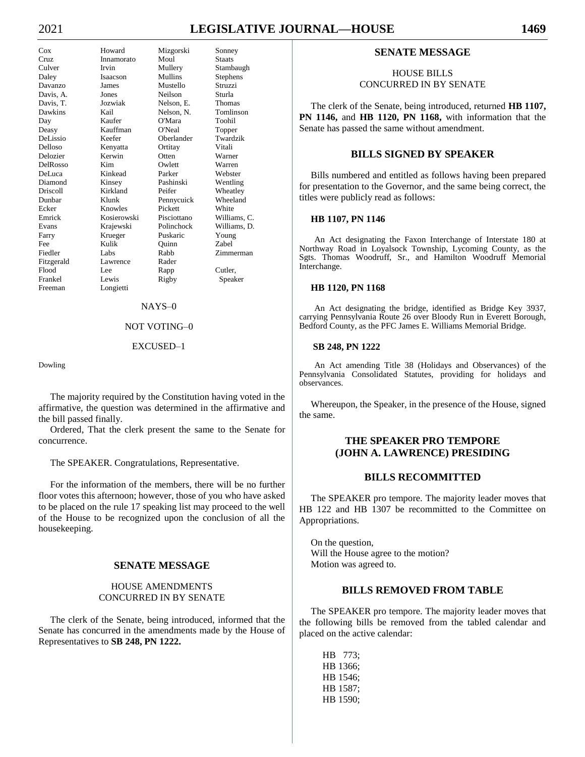| | | | |
|---|---|---|---|
| Cox | Howard | Mizgorski | Sonney |
| Cruz | Innamorato | Moul | Staats |
| Culver | Irvin | Mullery | Stambaugh |
| Daley | Isaacson | Mullins | Stephens |
| Davanzo | James | Mustello | Struzzi |
| Davis, A. | Jones | Neilson | Sturla |
| Davis, T. | Jozwiak | Nelson, E. | Thomas |
| Dawkins | Kail | Nelson, N. | Tomlinson |
| Day | Kaufer | O'Mara | Toohil |
| Deasy | Kauffman | O'Neal | Topper |
| DeLissio | Keefer | Oberlander | Twardzik |
| Delloso | Kenyatta | Ortitay | Vitali |
| Delozier | Kerwin | Otten | Warner |
| DelRosso | Kim | Owlett | Warren |
| DeLuca | Kinkead | Parker | Webster |
| Diamond | Kinsey | Pashinski | Wentling |
| Driscoll | Kirkland | Peifer | Wheatley |
| Dunbar | Klunk | Pennycuick | Wheeland |
| Ecker | Knowles | Pickett | White |
| Emrick | Kosierowski | Pisciottano | Williams, C. |
| Evans | Krajewski | Polinchock | Williams, D. |
| Farry | Krueger | Puskaric | Young |
| Fee | Kulik | Quinn | Zabel |
| Fiedler | Labs | Rabb | Zimmerman |
| Fitzgerald | Lawrence | Rader | |
| Flood | Lee | Rapp | Cutler, |
| Frankel | Lewis | Rigby | Speaker |
| Freeman | Longietti | | |

NAYS–0

NOT VOTING–0

EXCUSED–1

Dowling

The majority required by the Constitution having voted in the affirmative, the question was determined in the affirmative and the bill passed finally.

Ordered, That the clerk present the same to the Senate for concurrence.

The SPEAKER. Congratulations, Representative.

For the information of the members, there will be no further floor votes this afternoon; however, those of you who have asked to be placed on the rule 17 speaking list may proceed to the well of the House to be recognized upon the conclusion of all the housekeeping.

## SENATE MESSAGE

HOUSE AMENDMENTS
CONCURRED IN BY SENATE

The clerk of the Senate, being introduced, informed that the Senate has concurred in the amendments made by the House of Representatives to **SB 248, PN 1222.**

## SENATE MESSAGE

HOUSE BILLS
CONCURRED IN BY SENATE

The clerk of the Senate, being introduced, returned **HB 1107, PN 1146,** and **HB 1120, PN 1168,** with information that the Senate has passed the same without amendment.

## BILLS SIGNED BY SPEAKER

Bills numbered and entitled as follows having been prepared for presentation to the Governor, and the same being correct, the titles were publicly read as follows:

**HB 1107, PN 1146**

An Act designating the Faxon Interchange of Interstate 180 at Northway Road in Loyalsock Township, Lycoming County, as the Sgts. Thomas Woodruff, Sr., and Hamilton Woodruff Memorial Interchange.

**HB 1120, PN 1168**

An Act designating the bridge, identified as Bridge Key 3937, carrying Pennsylvania Route 26 over Bloody Run in Everett Borough, Bedford County, as the PFC James E. Williams Memorial Bridge.

**SB 248, PN 1222**

An Act amending Title 38 (Holidays and Observances) of the Pennsylvania Consolidated Statutes, providing for holidays and observances.

Whereupon, the Speaker, in the presence of the House, signed the same.

## THE SPEAKER PRO TEMPORE (JOHN A. LAWRENCE) PRESIDING

## BILLS RECOMMITTED

The SPEAKER pro tempore. The majority leader moves that HB 122 and HB 1307 be recommitted to the Committee on Appropriations.

On the question,
Will the House agree to the motion?
Motion was agreed to.

## BILLS REMOVED FROM TABLE

The SPEAKER pro tempore. The majority leader moves that the following bills be removed from the tabled calendar and placed on the active calendar:

HB 773;
HB 1366;
HB 1546;
HB 1587;
HB 1590;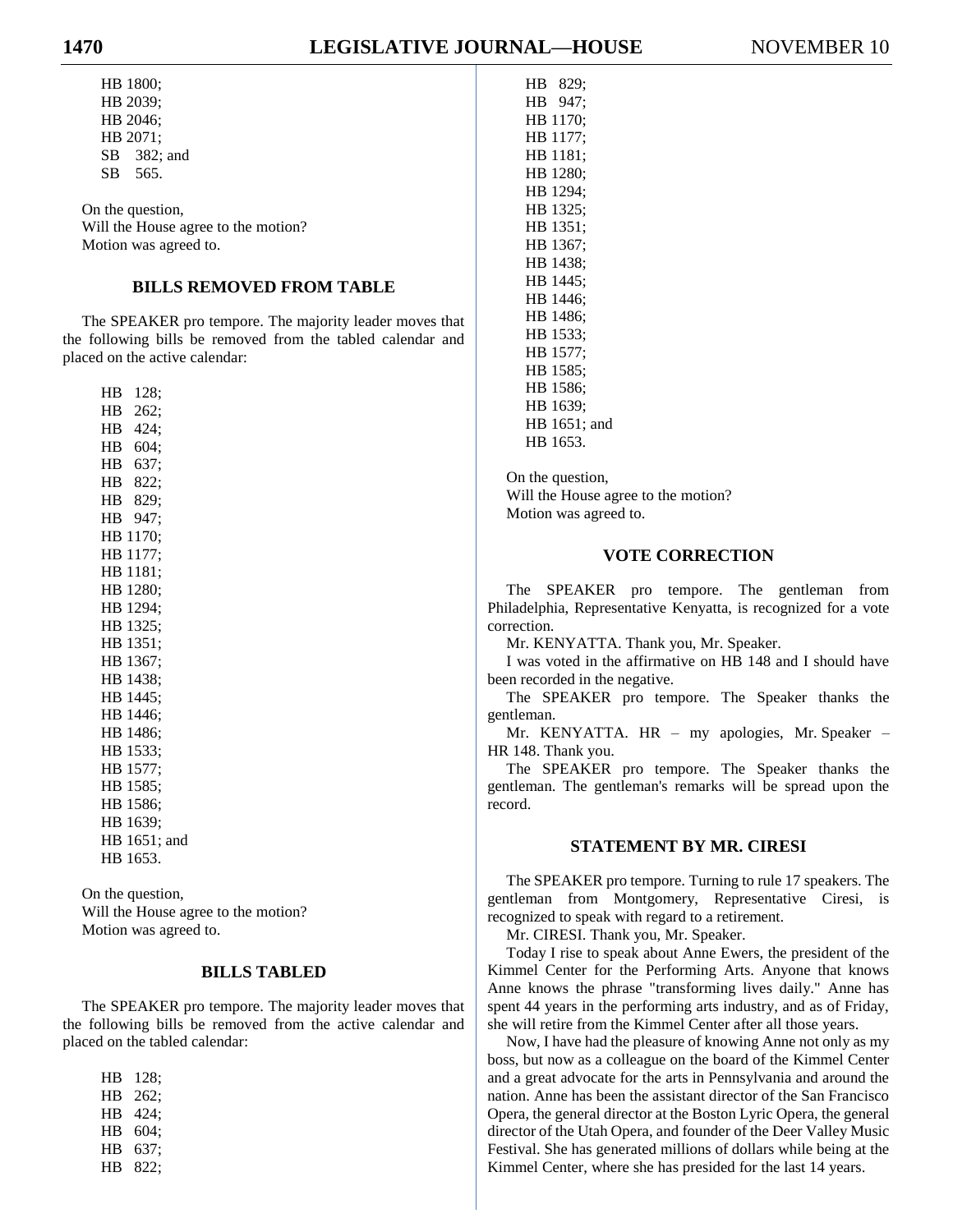HB 1800;
HB 2039;
HB 2046;
HB 2071;
SB 382; and
SB 565.

On the question,
Will the House agree to the motion?
Motion was agreed to.

## BILLS REMOVED FROM TABLE

The SPEAKER pro tempore. The majority leader moves that the following bills be removed from the tabled calendar and placed on the active calendar:

HB 128;
HB 262;
HB 424;
HB 604;
HB 637;
HB 822;
HB 829;
HB 947;
HB 1170;
HB 1177;
HB 1181;
HB 1280;
HB 1294;
HB 1325;
HB 1351;
HB 1367;
HB 1438;
HB 1445;
HB 1446;
HB 1486;
HB 1533;
HB 1577;
HB 1585;
HB 1586;
HB 1639;
HB 1651; and
HB 1653.

On the question,
Will the House agree to the motion?
Motion was agreed to.

## BILLS TABLED

The SPEAKER pro tempore. The majority leader moves that the following bills be removed from the active calendar and placed on the tabled calendar:

HB 128;
HB 262;
HB 424;
HB 604;
HB 637;
HB 822;
HB 829;
HB 947;
HB 1170;
HB 1177;
HB 1181;
HB 1280;
HB 1294;
HB 1325;
HB 1351;
HB 1367;
HB 1438;
HB 1445;
HB 1446;
HB 1486;
HB 1533;
HB 1577;
HB 1585;
HB 1586;
HB 1639;
HB 1651; and
HB 1653.

On the question,
Will the House agree to the motion?
Motion was agreed to.

## VOTE CORRECTION

The SPEAKER pro tempore. The gentleman from Philadelphia, Representative Kenyatta, is recognized for a vote correction.

Mr. KENYATTA. Thank you, Mr. Speaker.

I was voted in the affirmative on HB 148 and I should have been recorded in the negative.

The SPEAKER pro tempore. The Speaker thanks the gentleman.

Mr. KENYATTA. HR – my apologies, Mr. Speaker – HR 148. Thank you.

The SPEAKER pro tempore. The Speaker thanks the gentleman. The gentleman's remarks will be spread upon the record.

## STATEMENT BY MR. CIRESI

The SPEAKER pro tempore. Turning to rule 17 speakers. The gentleman from Montgomery, Representative Ciresi, is recognized to speak with regard to a retirement.

Mr. CIRESI. Thank you, Mr. Speaker.

Today I rise to speak about Anne Ewers, the president of the Kimmel Center for the Performing Arts. Anyone that knows Anne knows the phrase "transforming lives daily." Anne has spent 44 years in the performing arts industry, and as of Friday, she will retire from the Kimmel Center after all those years.

Now, I have had the pleasure of knowing Anne not only as my boss, but now as a colleague on the board of the Kimmel Center and a great advocate for the arts in Pennsylvania and around the nation. Anne has been the assistant director of the San Francisco Opera, the general director at the Boston Lyric Opera, the general director of the Utah Opera, and founder of the Deer Valley Music Festival. She has generated millions of dollars while being at the Kimmel Center, where she has presided for the last 14 years.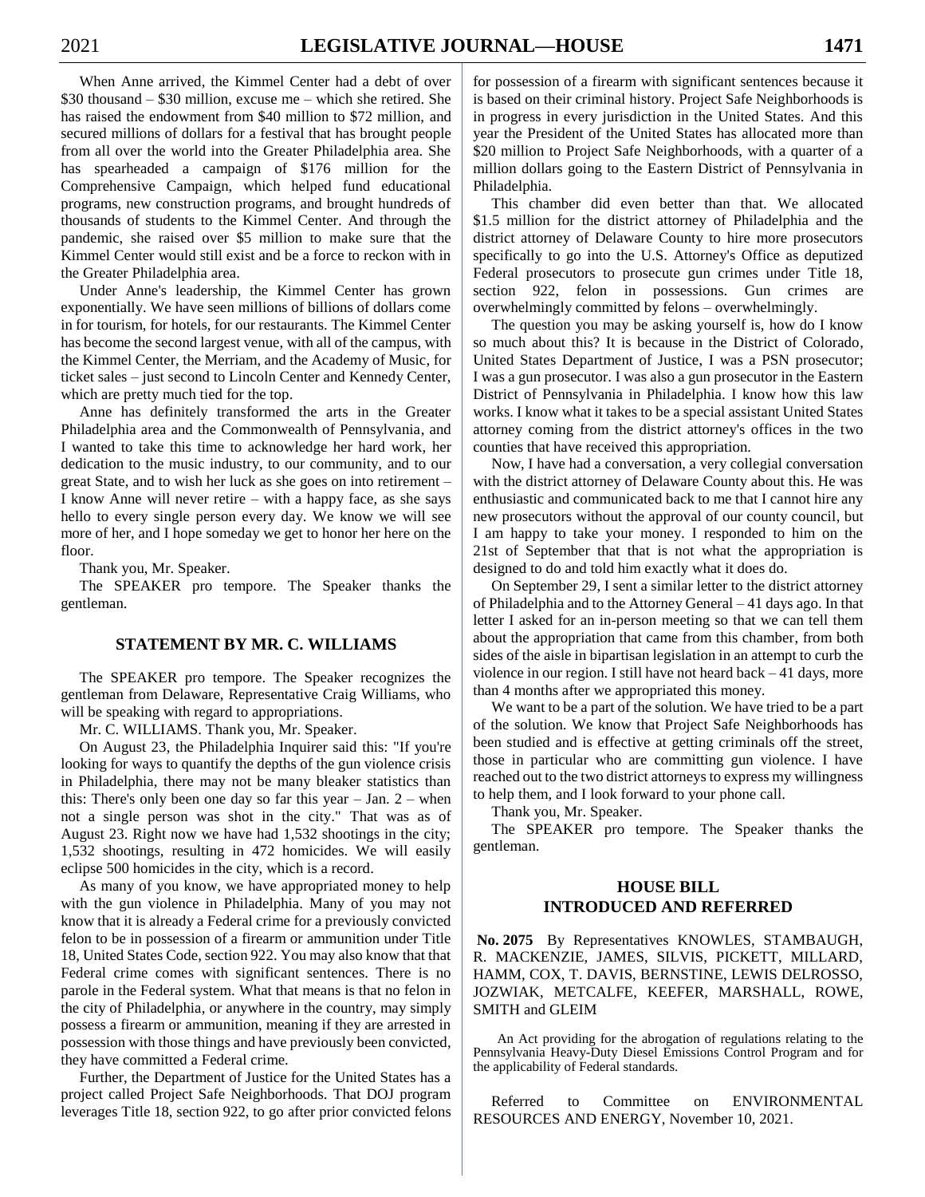When Anne arrived, the Kimmel Center had a debt of over $30 thousand – $30 million, excuse me – which she retired. She has raised the endowment from $40 million to $72 million, and secured millions of dollars for a festival that has brought people from all over the world into the Greater Philadelphia area. She has spearheaded a campaign of $176 million for the Comprehensive Campaign, which helped fund educational programs, new construction programs, and brought hundreds of thousands of students to the Kimmel Center. And through the pandemic, she raised over $5 million to make sure that the Kimmel Center would still exist and be a force to reckon with in the Greater Philadelphia area.

Under Anne's leadership, the Kimmel Center has grown exponentially. We have seen millions of billions of dollars come in for tourism, for hotels, for our restaurants. The Kimmel Center has become the second largest venue, with all of the campus, with the Kimmel Center, the Merriam, and the Academy of Music, for ticket sales – just second to Lincoln Center and Kennedy Center, which are pretty much tied for the top.

Anne has definitely transformed the arts in the Greater Philadelphia area and the Commonwealth of Pennsylvania, and I wanted to take this time to acknowledge her hard work, her dedication to the music industry, to our community, and to our great State, and to wish her luck as she goes on into retirement – I know Anne will never retire – with a happy face, as she says hello to every single person every day. We know we will see more of her, and I hope someday we get to honor her here on the floor.

Thank you, Mr. Speaker.

The SPEAKER pro tempore. The Speaker thanks the gentleman.

## STATEMENT BY MR. C. WILLIAMS

The SPEAKER pro tempore. The Speaker recognizes the gentleman from Delaware, Representative Craig Williams, who will be speaking with regard to appropriations.

Mr. C. WILLIAMS. Thank you, Mr. Speaker.

On August 23, the Philadelphia Inquirer said this: "If you're looking for ways to quantify the depths of the gun violence crisis in Philadelphia, there may not be many bleaker statistics than this: There's only been one day so far this year – Jan. 2 – when not a single person was shot in the city." That was as of August 23. Right now we have had 1,532 shootings in the city; 1,532 shootings, resulting in 472 homicides. We will easily eclipse 500 homicides in the city, which is a record.

As many of you know, we have appropriated money to help with the gun violence in Philadelphia. Many of you may not know that it is already a Federal crime for a previously convicted felon to be in possession of a firearm or ammunition under Title 18, United States Code, section 922. You may also know that that Federal crime comes with significant sentences. There is no parole in the Federal system. What that means is that no felon in the city of Philadelphia, or anywhere in the country, may simply possess a firearm or ammunition, meaning if they are arrested in possession with those things and have previously been convicted, they have committed a Federal crime.

Further, the Department of Justice for the United States has a project called Project Safe Neighborhoods. That DOJ program leverages Title 18, section 922, to go after prior convicted felons for possession of a firearm with significant sentences because it is based on their criminal history. Project Safe Neighborhoods is in progress in every jurisdiction in the United States. And this year the President of the United States has allocated more than $20 million to Project Safe Neighborhoods, with a quarter of a million dollars going to the Eastern District of Pennsylvania in Philadelphia.

This chamber did even better than that. We allocated $1.5 million for the district attorney of Philadelphia and the district attorney of Delaware County to hire more prosecutors specifically to go into the U.S. Attorney's Office as deputized Federal prosecutors to prosecute gun crimes under Title 18, section 922, felon in possessions. Gun crimes are overwhelmingly committed by felons – overwhelmingly.

The question you may be asking yourself is, how do I know so much about this? It is because in the District of Colorado, United States Department of Justice, I was a PSN prosecutor; I was a gun prosecutor. I was also a gun prosecutor in the Eastern District of Pennsylvania in Philadelphia. I know how this law works. I know what it takes to be a special assistant United States attorney coming from the district attorney's offices in the two counties that have received this appropriation.

Now, I have had a conversation, a very collegial conversation with the district attorney of Delaware County about this. He was enthusiastic and communicated back to me that I cannot hire any new prosecutors without the approval of our county council, but I am happy to take your money. I responded to him on the 21st of September that that is not what the appropriation is designed to do and told him exactly what it does do.

On September 29, I sent a similar letter to the district attorney of Philadelphia and to the Attorney General – 41 days ago. In that letter I asked for an in-person meeting so that we can tell them about the appropriation that came from this chamber, from both sides of the aisle in bipartisan legislation in an attempt to curb the violence in our region. I still have not heard back – 41 days, more than 4 months after we appropriated this money.

We want to be a part of the solution. We have tried to be a part of the solution. We know that Project Safe Neighborhoods has been studied and is effective at getting criminals off the street, those in particular who are committing gun violence. I have reached out to the two district attorneys to express my willingness to help them, and I look forward to your phone call.

Thank you, Mr. Speaker.

The SPEAKER pro tempore. The Speaker thanks the gentleman.

## HOUSE BILL INTRODUCED AND REFERRED

**No. 2075** By Representatives KNOWLES, STAMBAUGH, R. MACKENZIE, JAMES, SILVIS, PICKETT, MILLARD, HAMM, COX, T. DAVIS, BERNSTINE, LEWIS DELROSSO, JOZWIAK, METCALFE, KEEFER, MARSHALL, ROWE, SMITH and GLEIM

An Act providing for the abrogation of regulations relating to the Pennsylvania Heavy-Duty Diesel Emissions Control Program and for the applicability of Federal standards.

Referred to Committee on ENVIRONMENTAL RESOURCES AND ENERGY, November 10, 2021.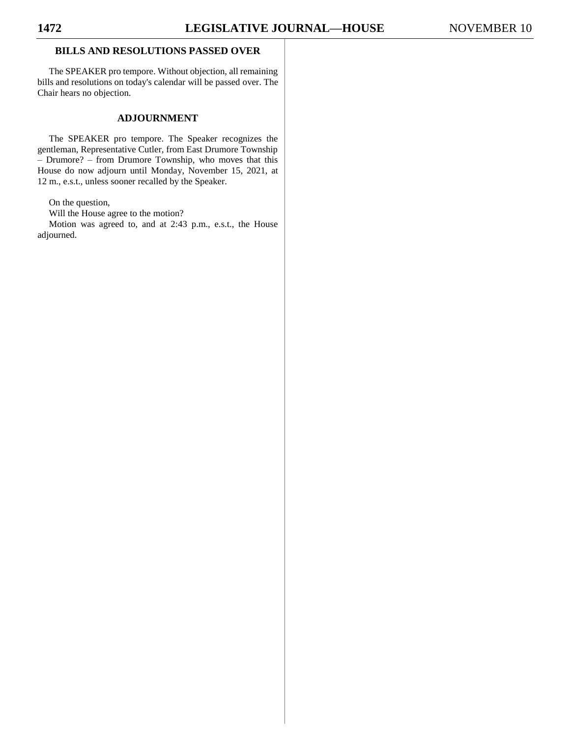## BILLS AND RESOLUTIONS PASSED OVER

The SPEAKER pro tempore. Without objection, all remaining bills and resolutions on today's calendar will be passed over. The Chair hears no objection.

## ADJOURNMENT

The SPEAKER pro tempore. The Speaker recognizes the gentleman, Representative Cutler, from East Drumore Township – Drumore? – from Drumore Township, who moves that this House do now adjourn until Monday, November 15, 2021, at 12 m., e.s.t., unless sooner recalled by the Speaker.

On the question,
Will the House agree to the motion?
Motion was agreed to, and at 2:43 p.m., e.s.t., the House adjourned.